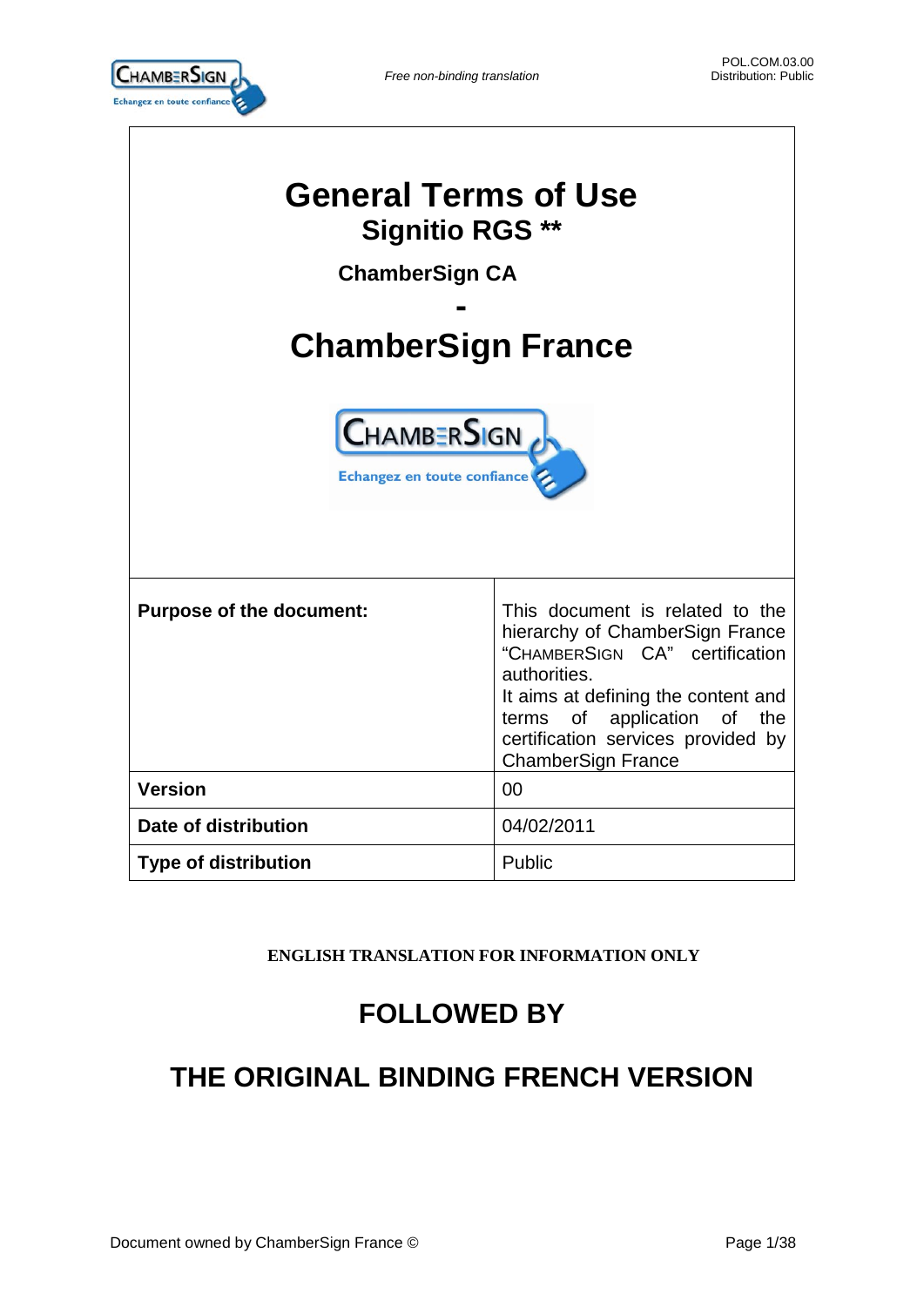# General Terms of Use

## Signitio RGS **

### ChamberSign CA

### -

# ChamberSign France

| **Purpose of the document:** | This document is related to the hierarchy of ChamberSign France "CHAMBERSIGN CA" certification authorities. It aims at defining the content and terms of application of the certification services provided by ChamberSign France |
|---|---|
| **Version** | 00 |
| **Date of distribution** | 04/02/2011 |
| **Type of distribution** | Public |

**ENGLISH TRANSLATION FOR INFORMATION ONLY**

## FOLLOWED BY

## THE ORIGINAL BINDING FRENCH VERSION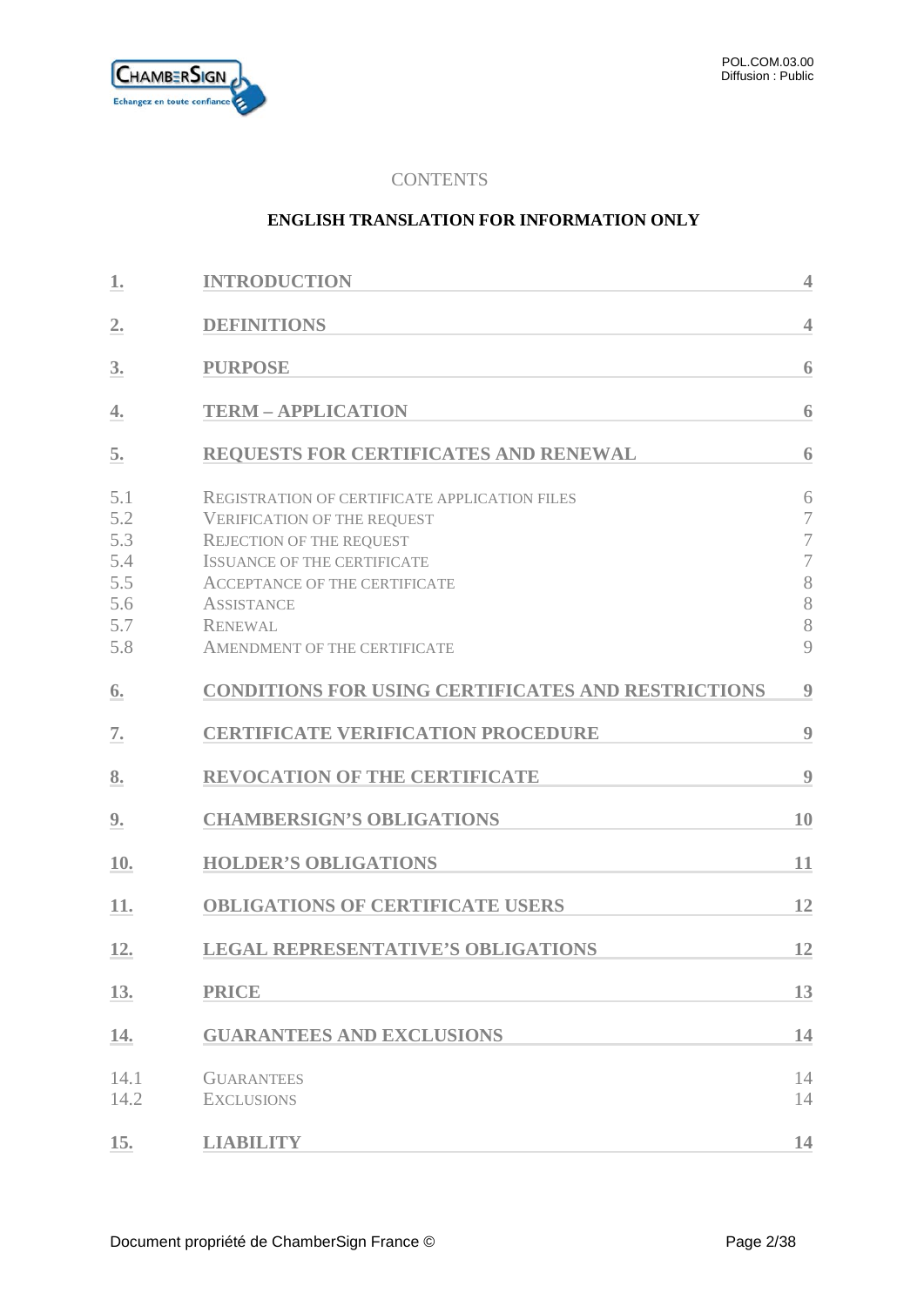CONTENTS

**ENGLISH TRANSLATION FOR INFORMATION ONLY**

| | | |
|---|---|---|
| **1.** | **INTRODUCTION** | **4** |
| **2.** | **DEFINITIONS** | **4** |
| **3.** | **PURPOSE** | **6** |
| **4.** | **TERM – APPLICATION** | **6** |
| **5.** | **REQUESTS FOR CERTIFICATES AND RENEWAL** | **6** |
| 5.1 | REGISTRATION OF CERTIFICATE APPLICATION FILES | 6 |
| 5.2 | VERIFICATION OF THE REQUEST | 7 |
| 5.3 | REJECTION OF THE REQUEST | 7 |
| 5.4 | ISSUANCE OF THE CERTIFICATE | 7 |
| 5.5 | ACCEPTANCE OF THE CERTIFICATE | 8 |
| 5.6 | ASSISTANCE | 8 |
| 5.7 | RENEWAL | 8 |
| 5.8 | AMENDMENT OF THE CERTIFICATE | 9 |
| **6.** | **CONDITIONS FOR USING CERTIFICATES AND RESTRICTIONS** | **9** |
| **7.** | **CERTIFICATE VERIFICATION PROCEDURE** | **9** |
| **8.** | **REVOCATION OF THE CERTIFICATE** | **9** |
| **9.** | **CHAMBERSIGN'S OBLIGATIONS** | **10** |
| **10.** | **HOLDER'S OBLIGATIONS** | **11** |
| **11.** | **OBLIGATIONS OF CERTIFICATE USERS** | **12** |
| **12.** | **LEGAL REPRESENTATIVE'S OBLIGATIONS** | **12** |
| **13.** | **PRICE** | **13** |
| **14.** | **GUARANTEES AND EXCLUSIONS** | **14** |
| 14.1 | GUARANTEES | 14 |
| 14.2 | EXCLUSIONS | 14 |
| **15.** | **LIABILITY** | **14** |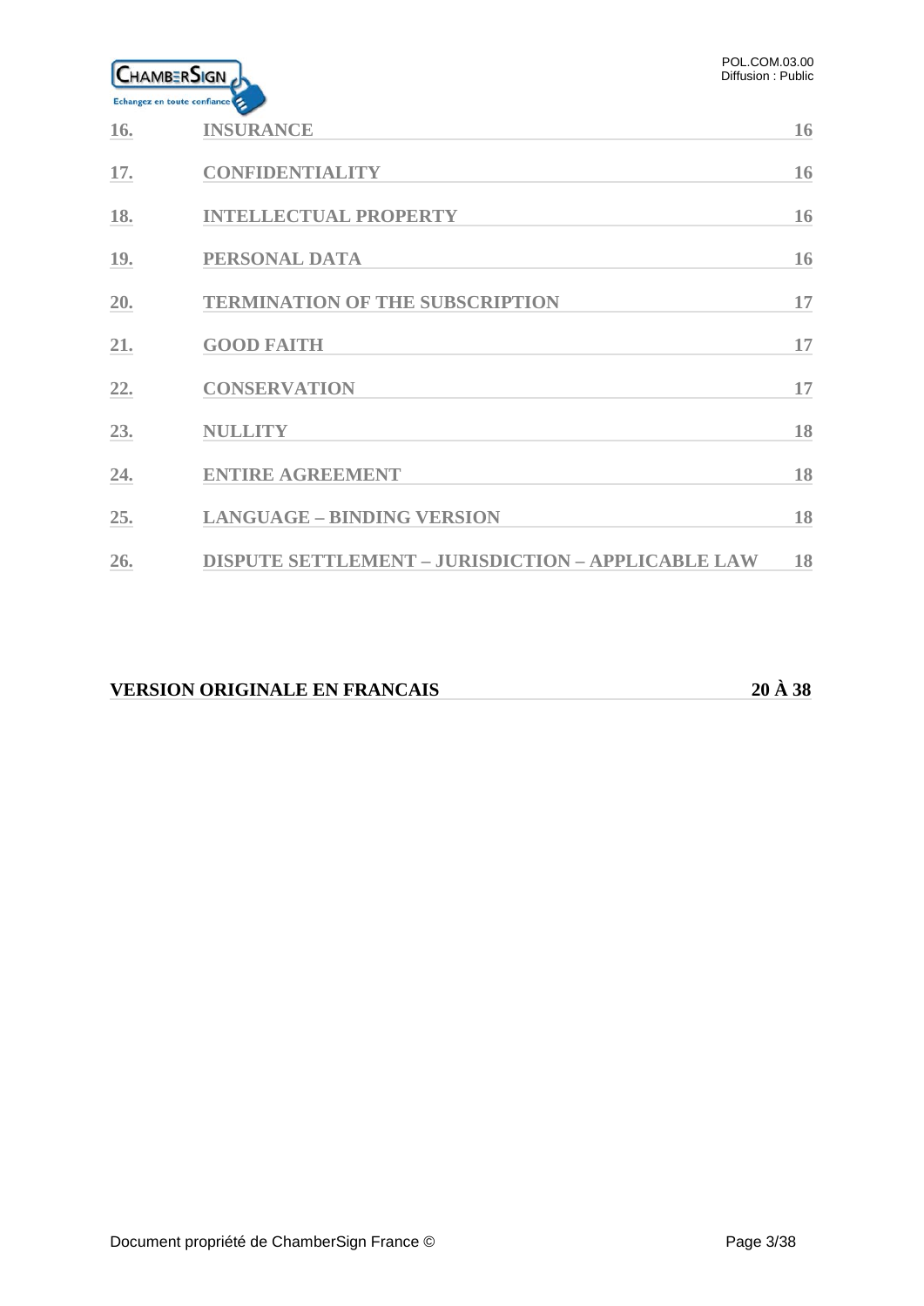| | | |
|---|---|---|
| 16. | INSURANCE | 16 |
| 17. | CONFIDENTIALITY | 16 |
| 18. | INTELLECTUAL PROPERTY | 16 |
| 19. | PERSONAL DATA | 16 |
| 20. | TERMINATION OF THE SUBSCRIPTION | 17 |
| 21. | GOOD FAITH | 17 |
| 22. | CONSERVATION | 17 |
| 23. | NULLITY | 18 |
| 24. | ENTIRE AGREEMENT | 18 |
| 25. | LANGUAGE – BINDING VERSION | 18 |
| 26. | DISPUTE SETTLEMENT – JURISDICTION – APPLICABLE LAW | 18 |

**VERSION ORIGINALE EN FRANCAIS** **20 À 38**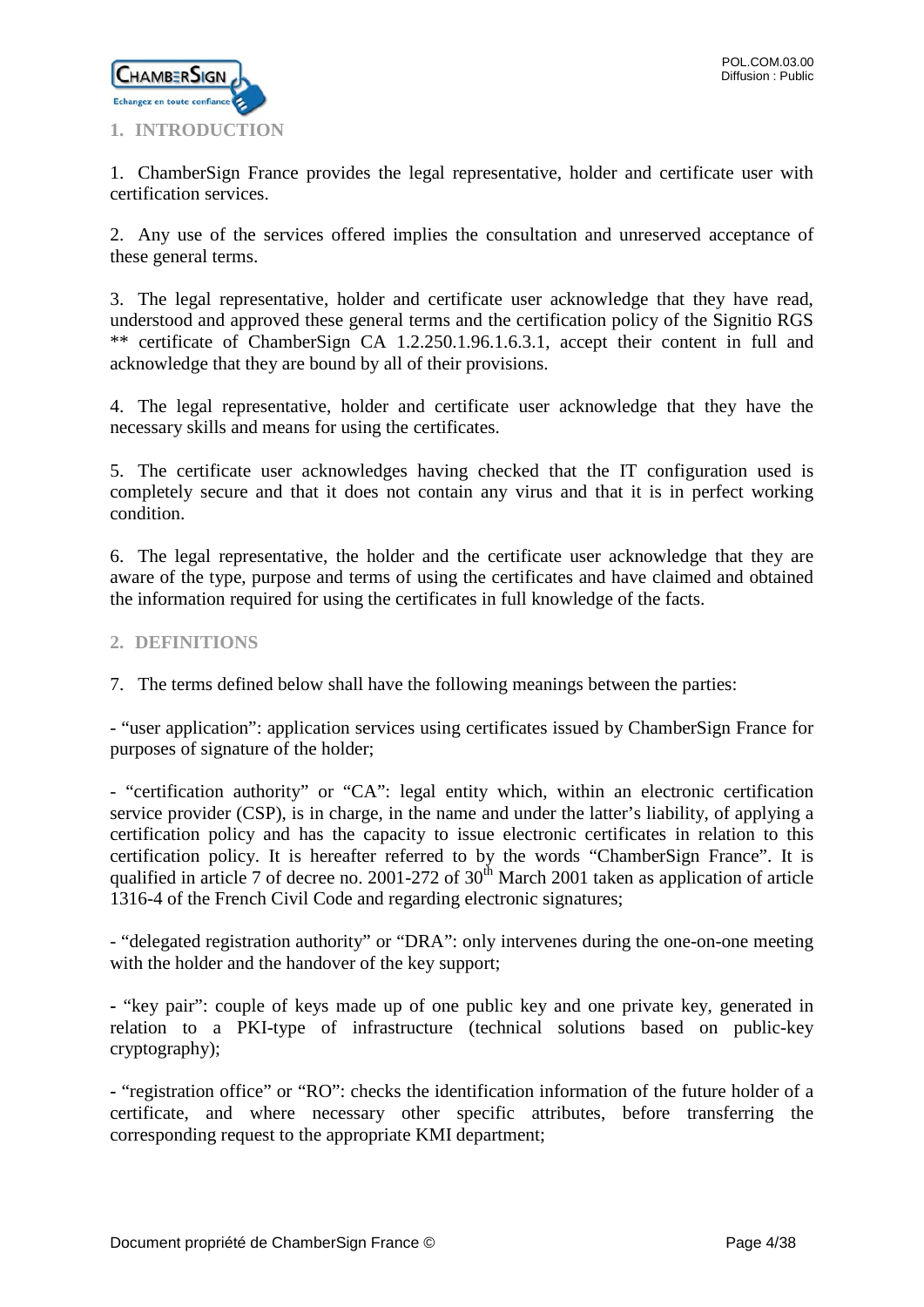## 1. INTRODUCTION

1. ChamberSign France provides the legal representative, holder and certificate user with certification services.

2. Any use of the services offered implies the consultation and unreserved acceptance of these general terms.

3. The legal representative, holder and certificate user acknowledge that they have read, understood and approved these general terms and the certification policy of the Signitio RGS ** certificate of ChamberSign CA 1.2.250.1.96.1.6.3.1, accept their content in full and acknowledge that they are bound by all of their provisions.

4. The legal representative, holder and certificate user acknowledge that they have the necessary skills and means for using the certificates.

5. The certificate user acknowledges having checked that the IT configuration used is completely secure and that it does not contain any virus and that it is in perfect working condition.

6. The legal representative, the holder and the certificate user acknowledge that they are aware of the type, purpose and terms of using the certificates and have claimed and obtained the information required for using the certificates in full knowledge of the facts.

## 2. DEFINITIONS

7. The terms defined below shall have the following meanings between the parties:

- "user application": application services using certificates issued by ChamberSign France for purposes of signature of the holder;

- "certification authority" or "CA": legal entity which, within an electronic certification service provider (CSP), is in charge, in the name and under the latter's liability, of applying a certification policy and has the capacity to issue electronic certificates in relation to this certification policy. It is hereafter referred to by the words "ChamberSign France". It is qualified in article 7 of decree no. 2001-272 of 30th March 2001 taken as application of article 1316-4 of the French Civil Code and regarding electronic signatures;

- "delegated registration authority" or "DRA": only intervenes during the one-on-one meeting with the holder and the handover of the key support;

- "key pair": couple of keys made up of one public key and one private key, generated in relation to a PKI-type of infrastructure (technical solutions based on public-key cryptography);

- "registration office" or "RO": checks the identification information of the future holder of a certificate, and where necessary other specific attributes, before transferring the corresponding request to the appropriate KMI department;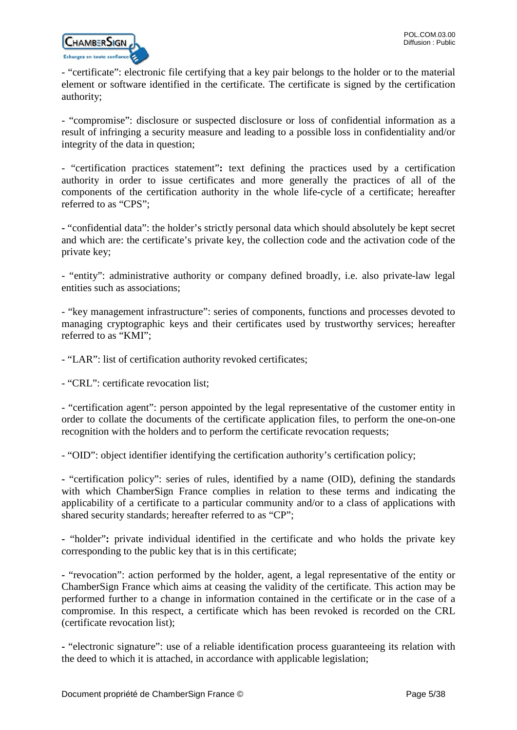- "certificate": electronic file certifying that a key pair belongs to the holder or to the material element or software identified in the certificate. The certificate is signed by the certification authority;

- "compromise": disclosure or suspected disclosure or loss of confidential information as a result of infringing a security measure and leading to a possible loss in confidentiality and/or integrity of the data in question;

- "certification practices statement"**:** text defining the practices used by a certification authority in order to issue certificates and more generally the practices of all of the components of the certification authority in the whole life-cycle of a certificate; hereafter referred to as "CPS";

- "confidential data": the holder's strictly personal data which should absolutely be kept secret and which are: the certificate's private key, the collection code and the activation code of the private key;

- "entity": administrative authority or company defined broadly, i.e. also private-law legal entities such as associations;

- "key management infrastructure": series of components, functions and processes devoted to managing cryptographic keys and their certificates used by trustworthy services; hereafter referred to as "KMI";

- "LAR": list of certification authority revoked certificates;

- "CRL": certificate revocation list;

- "certification agent": person appointed by the legal representative of the customer entity in order to collate the documents of the certificate application files, to perform the one-on-one recognition with the holders and to perform the certificate revocation requests;

- "OID": object identifier identifying the certification authority's certification policy;

- "certification policy": series of rules, identified by a name (OID), defining the standards with which ChamberSign France complies in relation to these terms and indicating the applicability of a certificate to a particular community and/or to a class of applications with shared security standards; hereafter referred to as "CP";

- "holder"**:** private individual identified in the certificate and who holds the private key corresponding to the public key that is in this certificate;

- "revocation": action performed by the holder, agent, a legal representative of the entity or ChamberSign France which aims at ceasing the validity of the certificate. This action may be performed further to a change in information contained in the certificate or in the case of a compromise. In this respect, a certificate which has been revoked is recorded on the CRL (certificate revocation list);

- "electronic signature": use of a reliable identification process guaranteeing its relation with the deed to which it is attached, in accordance with applicable legislation;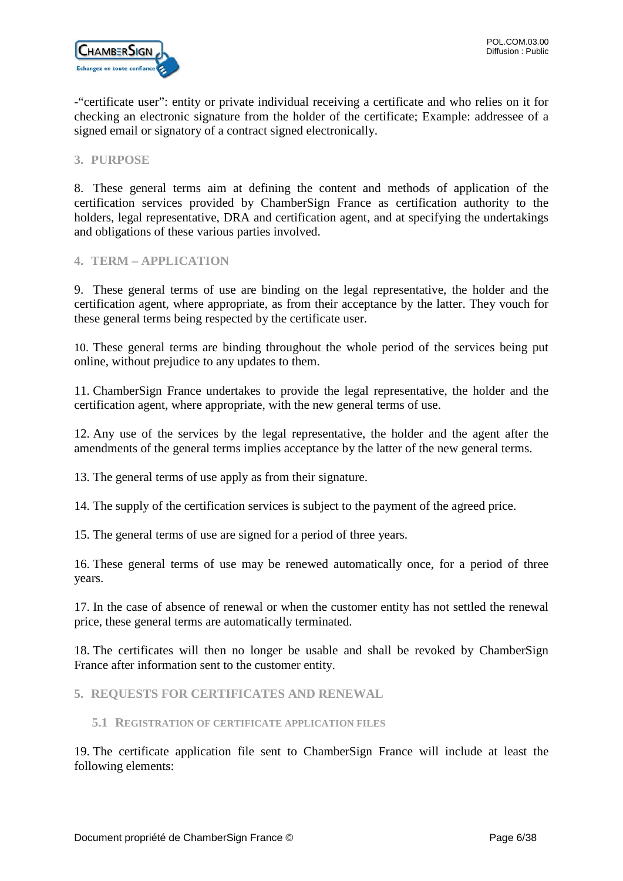-“certificate user”: entity or private individual receiving a certificate and who relies on it for checking an electronic signature from the holder of the certificate; Example: addressee of a signed email or signatory of a contract signed electronically.

## 3. PURPOSE

8. These general terms aim at defining the content and methods of application of the certification services provided by ChamberSign France as certification authority to the holders, legal representative, DRA and certification agent, and at specifying the undertakings and obligations of these various parties involved.

## 4. TERM – APPLICATION

9. These general terms of use are binding on the legal representative, the holder and the certification agent, where appropriate, as from their acceptance by the latter. They vouch for these general terms being respected by the certificate user.

10. These general terms are binding throughout the whole period of the services being put online, without prejudice to any updates to them.

11. ChamberSign France undertakes to provide the legal representative, the holder and the certification agent, where appropriate, with the new general terms of use.

12. Any use of the services by the legal representative, the holder and the agent after the amendments of the general terms implies acceptance by the latter of the new general terms.

13. The general terms of use apply as from their signature.

14. The supply of the certification services is subject to the payment of the agreed price.

15. The general terms of use are signed for a period of three years.

16. These general terms of use may be renewed automatically once, for a period of three years.

17. In the case of absence of renewal or when the customer entity has not settled the renewal price, these general terms are automatically terminated.

18. The certificates will then no longer be usable and shall be revoked by ChamberSign France after information sent to the customer entity.

## 5. REQUESTS FOR CERTIFICATES AND RENEWAL

### 5.1 REGISTRATION OF CERTIFICATE APPLICATION FILES

19. The certificate application file sent to ChamberSign France will include at least the following elements: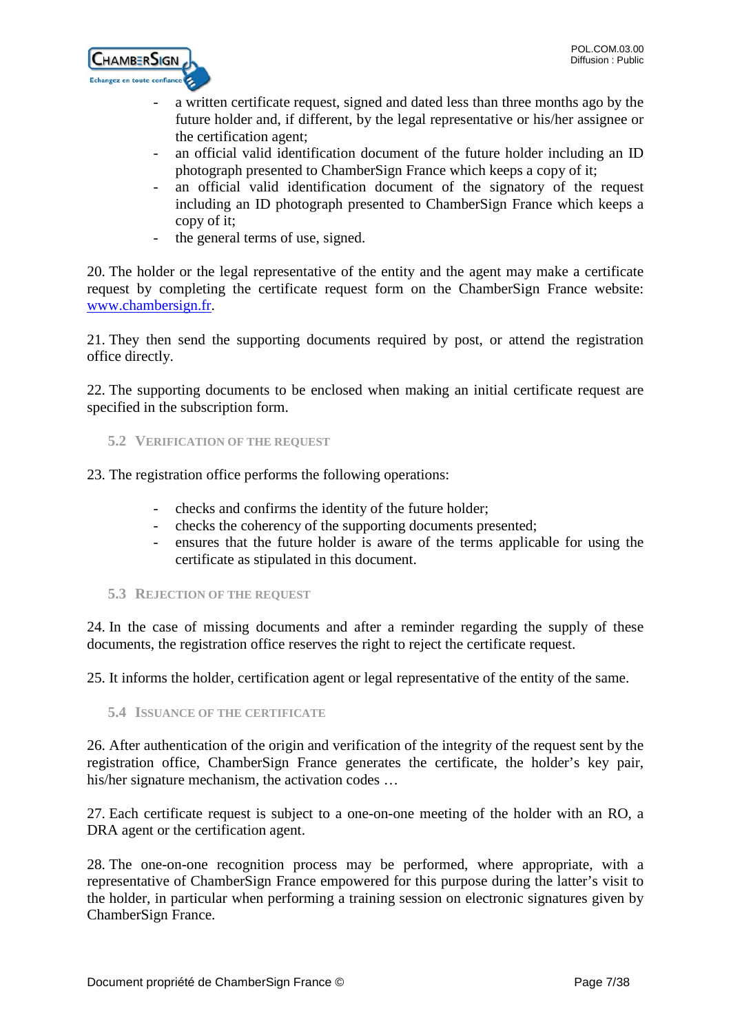- a written certificate request, signed and dated less than three months ago by the future holder and, if different, by the legal representative or his/her assignee or the certification agent;
- an official valid identification document of the future holder including an ID photograph presented to ChamberSign France which keeps a copy of it;
- an official valid identification document of the signatory of the request including an ID photograph presented to ChamberSign France which keeps a copy of it;
- the general terms of use, signed.

20. The holder or the legal representative of the entity and the agent may make a certificate request by completing the certificate request form on the ChamberSign France website: www.chambersign.fr.

21. They then send the supporting documents required by post, or attend the registration office directly.

22. The supporting documents to be enclosed when making an initial certificate request are specified in the subscription form.

### 5.2 Verification of the request

23. The registration office performs the following operations:

- checks and confirms the identity of the future holder;
- checks the coherency of the supporting documents presented;
- ensures that the future holder is aware of the terms applicable for using the certificate as stipulated in this document.

### 5.3 Rejection of the request

24. In the case of missing documents and after a reminder regarding the supply of these documents, the registration office reserves the right to reject the certificate request.

25. It informs the holder, certification agent or legal representative of the entity of the same.

### 5.4 Issuance of the certificate

26. After authentication of the origin and verification of the integrity of the request sent by the registration office, ChamberSign France generates the certificate, the holder's key pair, his/her signature mechanism, the activation codes …

27. Each certificate request is subject to a one-on-one meeting of the holder with an RO, a DRA agent or the certification agent.

28. The one-on-one recognition process may be performed, where appropriate, with a representative of ChamberSign France empowered for this purpose during the latter's visit to the holder, in particular when performing a training session on electronic signatures given by ChamberSign France.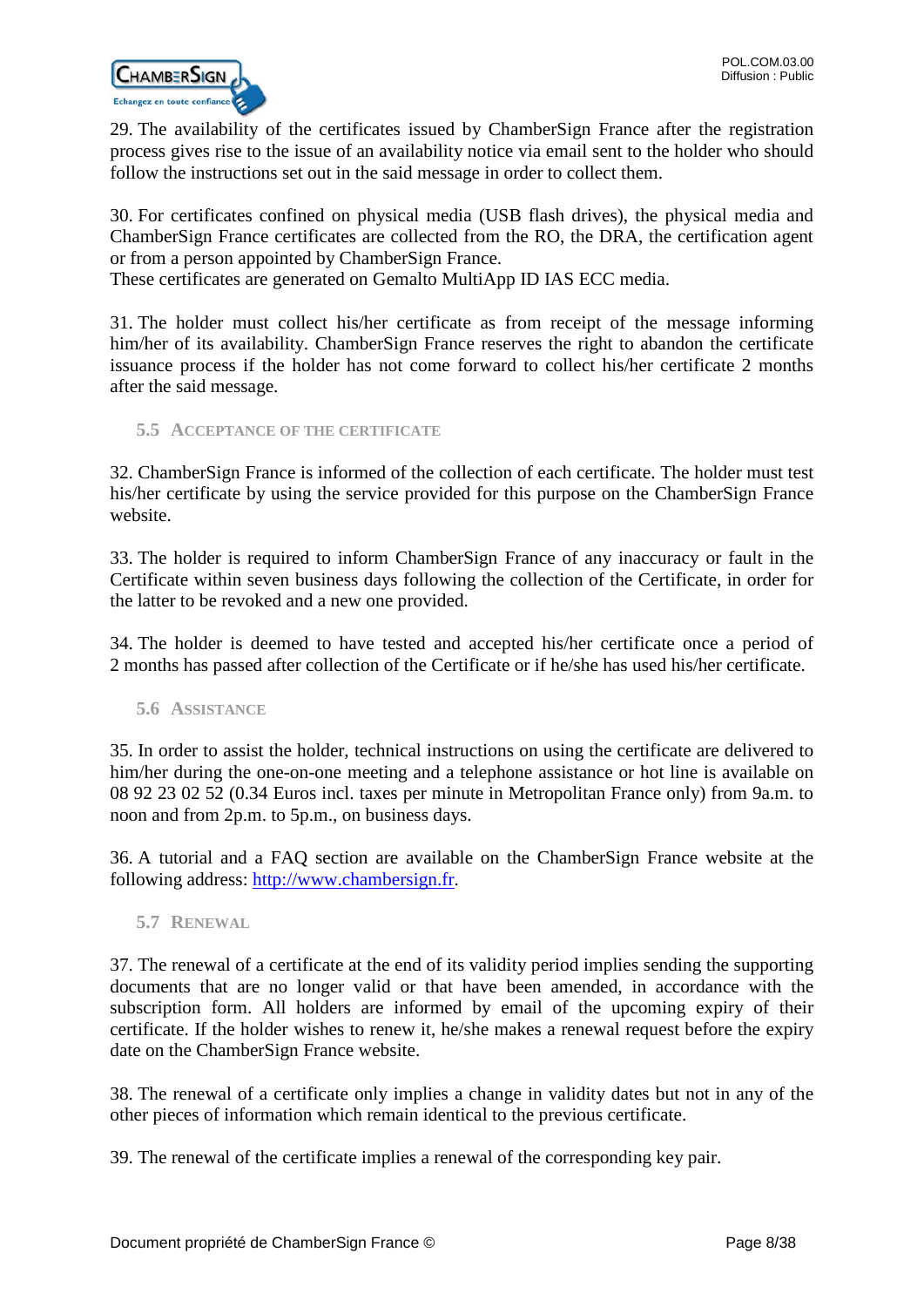29. The availability of the certificates issued by ChamberSign France after the registration process gives rise to the issue of an availability notice via email sent to the holder who should follow the instructions set out in the said message in order to collect them.

30. For certificates confined on physical media (USB flash drives), the physical media and ChamberSign France certificates are collected from the RO, the DRA, the certification agent or from a person appointed by ChamberSign France.
These certificates are generated on Gemalto MultiApp ID IAS ECC media.

31. The holder must collect his/her certificate as from receipt of the message informing him/her of its availability. ChamberSign France reserves the right to abandon the certificate issuance process if the holder has not come forward to collect his/her certificate 2 months after the said message.

### 5.5 Acceptance of the certificate

32. ChamberSign France is informed of the collection of each certificate. The holder must test his/her certificate by using the service provided for this purpose on the ChamberSign France website.

33. The holder is required to inform ChamberSign France of any inaccuracy or fault in the Certificate within seven business days following the collection of the Certificate, in order for the latter to be revoked and a new one provided.

34. The holder is deemed to have tested and accepted his/her certificate once a period of 2 months has passed after collection of the Certificate or if he/she has used his/her certificate.

### 5.6 Assistance

35. In order to assist the holder, technical instructions on using the certificate are delivered to him/her during the one-on-one meeting and a telephone assistance or hot line is available on 08 92 23 02 52 (0.34 Euros incl. taxes per minute in Metropolitan France only) from 9a.m. to noon and from 2p.m. to 5p.m., on business days.

36. A tutorial and a FAQ section are available on the ChamberSign France website at the following address: [http://www.chambersign.fr](http://www.chambersign.fr).

### 5.7 Renewal

37. The renewal of a certificate at the end of its validity period implies sending the supporting documents that are no longer valid or that have been amended, in accordance with the subscription form. All holders are informed by email of the upcoming expiry of their certificate. If the holder wishes to renew it, he/she makes a renewal request before the expiry date on the ChamberSign France website.

38. The renewal of a certificate only implies a change in validity dates but not in any of the other pieces of information which remain identical to the previous certificate.

39. The renewal of the certificate implies a renewal of the corresponding key pair.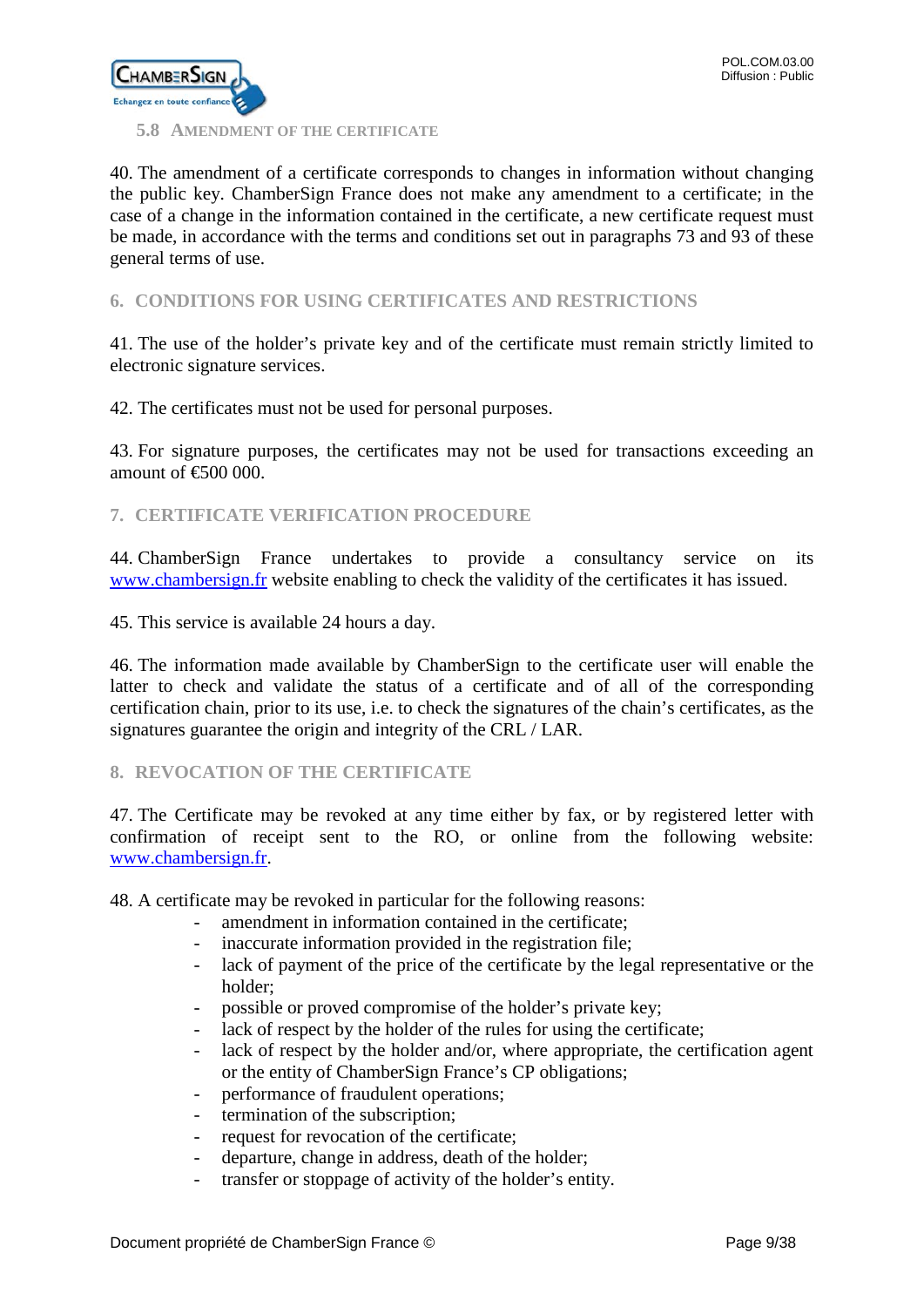### 5.8 AMENDMENT OF THE CERTIFICATE

40. The amendment of a certificate corresponds to changes in information without changing the public key. ChamberSign France does not make any amendment to a certificate; in the case of a change in the information contained in the certificate, a new certificate request must be made, in accordance with the terms and conditions set out in paragraphs 73 and 93 of these general terms of use.

## 6. CONDITIONS FOR USING CERTIFICATES AND RESTRICTIONS

41. The use of the holder's private key and of the certificate must remain strictly limited to electronic signature services.

42. The certificates must not be used for personal purposes.

43. For signature purposes, the certificates may not be used for transactions exceeding an amount of €500 000.

## 7. CERTIFICATE VERIFICATION PROCEDURE

44. ChamberSign France undertakes to provide a consultancy service on its [www.chambersign.fr](http://www.chambersign.fr) website enabling to check the validity of the certificates it has issued.

45. This service is available 24 hours a day.

46. The information made available by ChamberSign to the certificate user will enable the latter to check and validate the status of a certificate and of all of the corresponding certification chain, prior to its use, i.e. to check the signatures of the chain's certificates, as the signatures guarantee the origin and integrity of the CRL / LAR.

## 8. REVOCATION OF THE CERTIFICATE

47. The Certificate may be revoked at any time either by fax, or by registered letter with confirmation of receipt sent to the RO, or online from the following website: [www.chambersign.fr](http://www.chambersign.fr).

48. A certificate may be revoked in particular for the following reasons:

- amendment in information contained in the certificate;
- inaccurate information provided in the registration file;
- lack of payment of the price of the certificate by the legal representative or the holder;
- possible or proved compromise of the holder's private key;
- lack of respect by the holder of the rules for using the certificate;
- lack of respect by the holder and/or, where appropriate, the certification agent or the entity of ChamberSign France's CP obligations;
- performance of fraudulent operations;
- termination of the subscription;
- request for revocation of the certificate;
- departure, change in address, death of the holder;
- transfer or stoppage of activity of the holder's entity.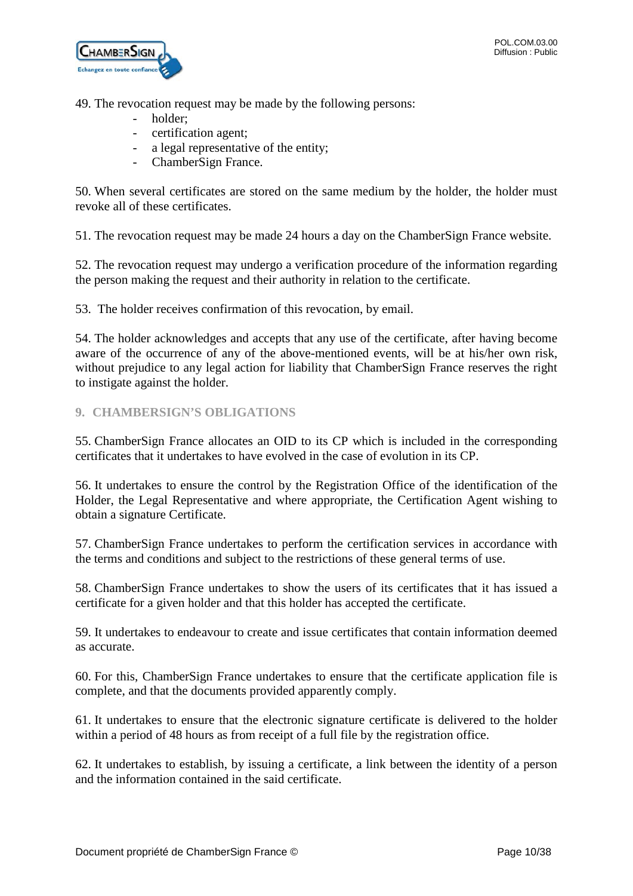49. The revocation request may be made by the following persons:

- holder;
- certification agent;
- a legal representative of the entity;
- ChamberSign France.

50. When several certificates are stored on the same medium by the holder, the holder must revoke all of these certificates.

51. The revocation request may be made 24 hours a day on the ChamberSign France website.

52. The revocation request may undergo a verification procedure of the information regarding the person making the request and their authority in relation to the certificate.

53. The holder receives confirmation of this revocation, by email.

54. The holder acknowledges and accepts that any use of the certificate, after having become aware of the occurrence of any of the above-mentioned events, will be at his/her own risk, without prejudice to any legal action for liability that ChamberSign France reserves the right to instigate against the holder.

## 9. CHAMBERSIGN'S OBLIGATIONS

55. ChamberSign France allocates an OID to its CP which is included in the corresponding certificates that it undertakes to have evolved in the case of evolution in its CP.

56. It undertakes to ensure the control by the Registration Office of the identification of the Holder, the Legal Representative and where appropriate, the Certification Agent wishing to obtain a signature Certificate.

57. ChamberSign France undertakes to perform the certification services in accordance with the terms and conditions and subject to the restrictions of these general terms of use.

58. ChamberSign France undertakes to show the users of its certificates that it has issued a certificate for a given holder and that this holder has accepted the certificate.

59. It undertakes to endeavour to create and issue certificates that contain information deemed as accurate.

60. For this, ChamberSign France undertakes to ensure that the certificate application file is complete, and that the documents provided apparently comply.

61. It undertakes to ensure that the electronic signature certificate is delivered to the holder within a period of 48 hours as from receipt of a full file by the registration office.

62. It undertakes to establish, by issuing a certificate, a link between the identity of a person and the information contained in the said certificate.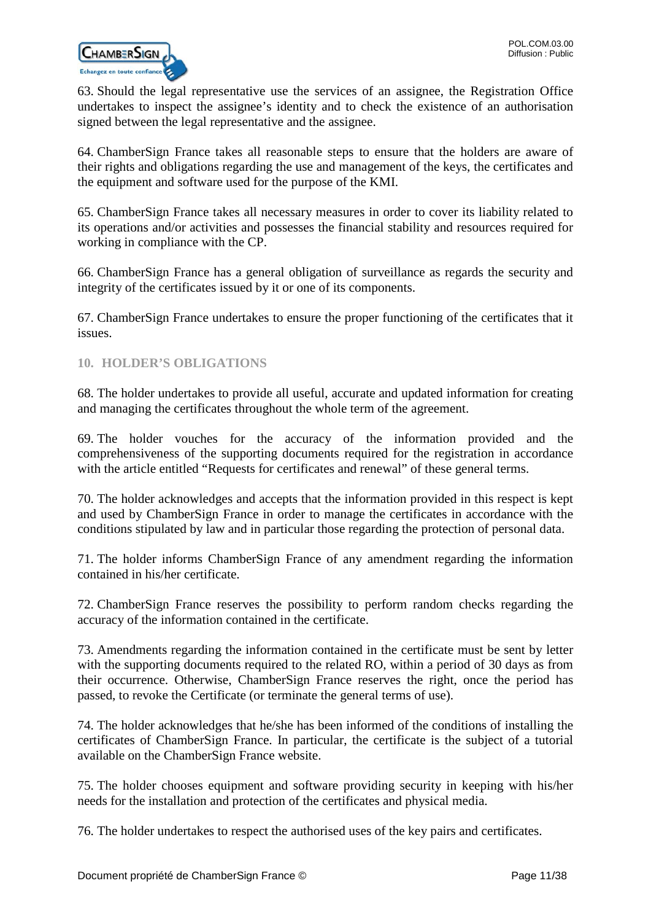63. Should the legal representative use the services of an assignee, the Registration Office undertakes to inspect the assignee's identity and to check the existence of an authorisation signed between the legal representative and the assignee.

64. ChamberSign France takes all reasonable steps to ensure that the holders are aware of their rights and obligations regarding the use and management of the keys, the certificates and the equipment and software used for the purpose of the KMI.

65. ChamberSign France takes all necessary measures in order to cover its liability related to its operations and/or activities and possesses the financial stability and resources required for working in compliance with the CP.

66. ChamberSign France has a general obligation of surveillance as regards the security and integrity of the certificates issued by it or one of its components.

67. ChamberSign France undertakes to ensure the proper functioning of the certificates that it issues.

## 10. HOLDER'S OBLIGATIONS

68. The holder undertakes to provide all useful, accurate and updated information for creating and managing the certificates throughout the whole term of the agreement.

69. The holder vouches for the accuracy of the information provided and the comprehensiveness of the supporting documents required for the registration in accordance with the article entitled "Requests for certificates and renewal" of these general terms.

70. The holder acknowledges and accepts that the information provided in this respect is kept and used by ChamberSign France in order to manage the certificates in accordance with the conditions stipulated by law and in particular those regarding the protection of personal data.

71. The holder informs ChamberSign France of any amendment regarding the information contained in his/her certificate.

72. ChamberSign France reserves the possibility to perform random checks regarding the accuracy of the information contained in the certificate.

73. Amendments regarding the information contained in the certificate must be sent by letter with the supporting documents required to the related RO, within a period of 30 days as from their occurrence. Otherwise, ChamberSign France reserves the right, once the period has passed, to revoke the Certificate (or terminate the general terms of use).

74. The holder acknowledges that he/she has been informed of the conditions of installing the certificates of ChamberSign France. In particular, the certificate is the subject of a tutorial available on the ChamberSign France website.

75. The holder chooses equipment and software providing security in keeping with his/her needs for the installation and protection of the certificates and physical media.

76. The holder undertakes to respect the authorised uses of the key pairs and certificates.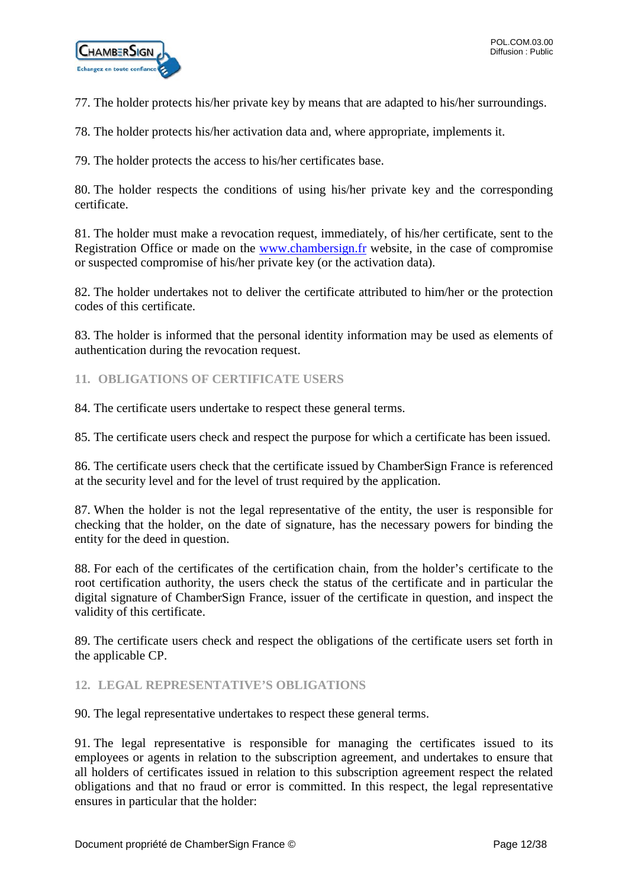77. The holder protects his/her private key by means that are adapted to his/her surroundings.

78. The holder protects his/her activation data and, where appropriate, implements it.

79. The holder protects the access to his/her certificates base.

80. The holder respects the conditions of using his/her private key and the corresponding certificate.

81. The holder must make a revocation request, immediately, of his/her certificate, sent to the Registration Office or made on the www.chambersign.fr website, in the case of compromise or suspected compromise of his/her private key (or the activation data).

82. The holder undertakes not to deliver the certificate attributed to him/her or the protection codes of this certificate.

83. The holder is informed that the personal identity information may be used as elements of authentication during the revocation request.

## 11. OBLIGATIONS OF CERTIFICATE USERS

84. The certificate users undertake to respect these general terms.

85. The certificate users check and respect the purpose for which a certificate has been issued.

86. The certificate users check that the certificate issued by ChamberSign France is referenced at the security level and for the level of trust required by the application.

87. When the holder is not the legal representative of the entity, the user is responsible for checking that the holder, on the date of signature, has the necessary powers for binding the entity for the deed in question.

88. For each of the certificates of the certification chain, from the holder's certificate to the root certification authority, the users check the status of the certificate and in particular the digital signature of ChamberSign France, issuer of the certificate in question, and inspect the validity of this certificate.

89. The certificate users check and respect the obligations of the certificate users set forth in the applicable CP.

## 12. LEGAL REPRESENTATIVE'S OBLIGATIONS

90. The legal representative undertakes to respect these general terms.

91. The legal representative is responsible for managing the certificates issued to its employees or agents in relation to the subscription agreement, and undertakes to ensure that all holders of certificates issued in relation to this subscription agreement respect the related obligations and that no fraud or error is committed. In this respect, the legal representative ensures in particular that the holder: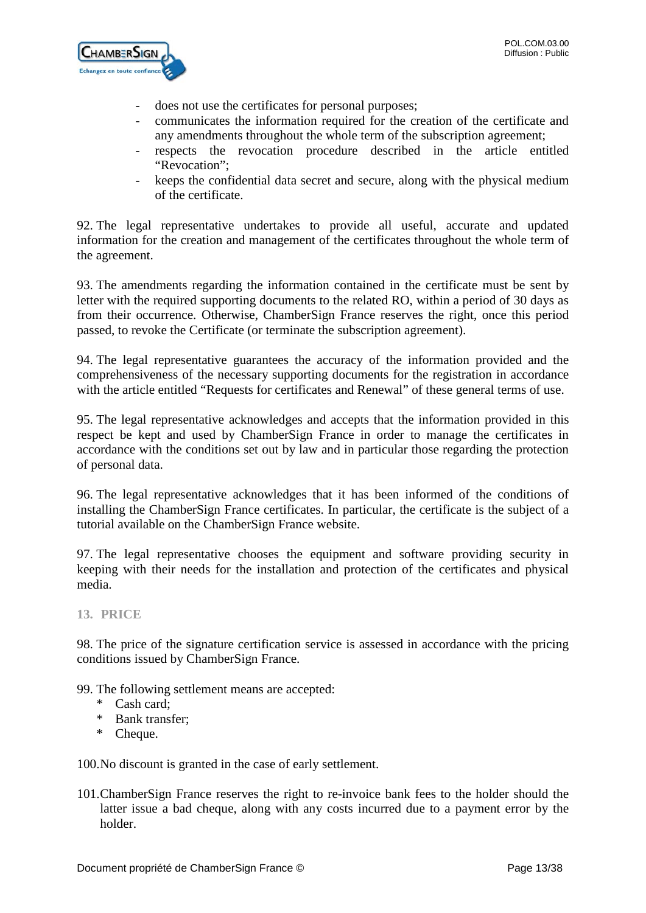- does not use the certificates for personal purposes;
- communicates the information required for the creation of the certificate and any amendments throughout the whole term of the subscription agreement;
- respects the revocation procedure described in the article entitled “Revocation”;
- keeps the confidential data secret and secure, along with the physical medium of the certificate.

92. The legal representative undertakes to provide all useful, accurate and updated information for the creation and management of the certificates throughout the whole term of the agreement.

93. The amendments regarding the information contained in the certificate must be sent by letter with the required supporting documents to the related RO, within a period of 30 days as from their occurrence. Otherwise, ChamberSign France reserves the right, once this period passed, to revoke the Certificate (or terminate the subscription agreement).

94. The legal representative guarantees the accuracy of the information provided and the comprehensiveness of the necessary supporting documents for the registration in accordance with the article entitled “Requests for certificates and Renewal” of these general terms of use.

95. The legal representative acknowledges and accepts that the information provided in this respect be kept and used by ChamberSign France in order to manage the certificates in accordance with the conditions set out by law and in particular those regarding the protection of personal data.

96. The legal representative acknowledges that it has been informed of the conditions of installing the ChamberSign France certificates. In particular, the certificate is the subject of a tutorial available on the ChamberSign France website.

97. The legal representative chooses the equipment and software providing security in keeping with their needs for the installation and protection of the certificates and physical media.

## 13. PRICE

98. The price of the signature certification service is assessed in accordance with the pricing conditions issued by ChamberSign France.

99. The following settlement means are accepted:

- Cash card;
- Bank transfer;
- Cheque.

100. No discount is granted in the case of early settlement.

101. ChamberSign France reserves the right to re-invoice bank fees to the holder should the latter issue a bad cheque, along with any costs incurred due to a payment error by the holder.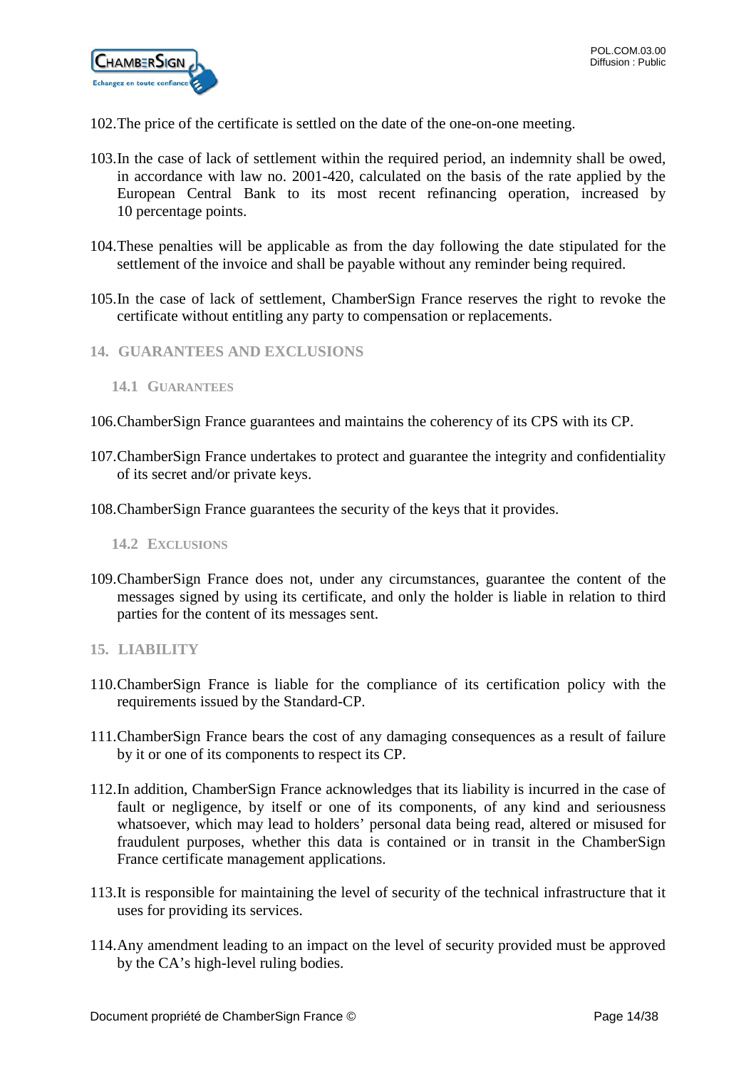102.The price of the certificate is settled on the date of the one-on-one meeting.

103.In the case of lack of settlement within the required period, an indemnity shall be owed, in accordance with law no. 2001-420, calculated on the basis of the rate applied by the European Central Bank to its most recent refinancing operation, increased by 10 percentage points.

104.These penalties will be applicable as from the day following the date stipulated for the settlement of the invoice and shall be payable without any reminder being required.

105.In the case of lack of settlement, ChamberSign France reserves the right to revoke the certificate without entitling any party to compensation or replacements.

## 14. GUARANTEES AND EXCLUSIONS

### 14.1 GUARANTEES

106.ChamberSign France guarantees and maintains the coherency of its CPS with its CP.

107.ChamberSign France undertakes to protect and guarantee the integrity and confidentiality of its secret and/or private keys.

108.ChamberSign France guarantees the security of the keys that it provides.

### 14.2 EXCLUSIONS

109.ChamberSign France does not, under any circumstances, guarantee the content of the messages signed by using its certificate, and only the holder is liable in relation to third parties for the content of its messages sent.

## 15. LIABILITY

110.ChamberSign France is liable for the compliance of its certification policy with the requirements issued by the Standard-CP.

111.ChamberSign France bears the cost of any damaging consequences as a result of failure by it or one of its components to respect its CP.

112.In addition, ChamberSign France acknowledges that its liability is incurred in the case of fault or negligence, by itself or one of its components, of any kind and seriousness whatsoever, which may lead to holders' personal data being read, altered or misused for fraudulent purposes, whether this data is contained or in transit in the ChamberSign France certificate management applications.

113.It is responsible for maintaining the level of security of the technical infrastructure that it uses for providing its services.

114.Any amendment leading to an impact on the level of security provided must be approved by the CA's high-level ruling bodies.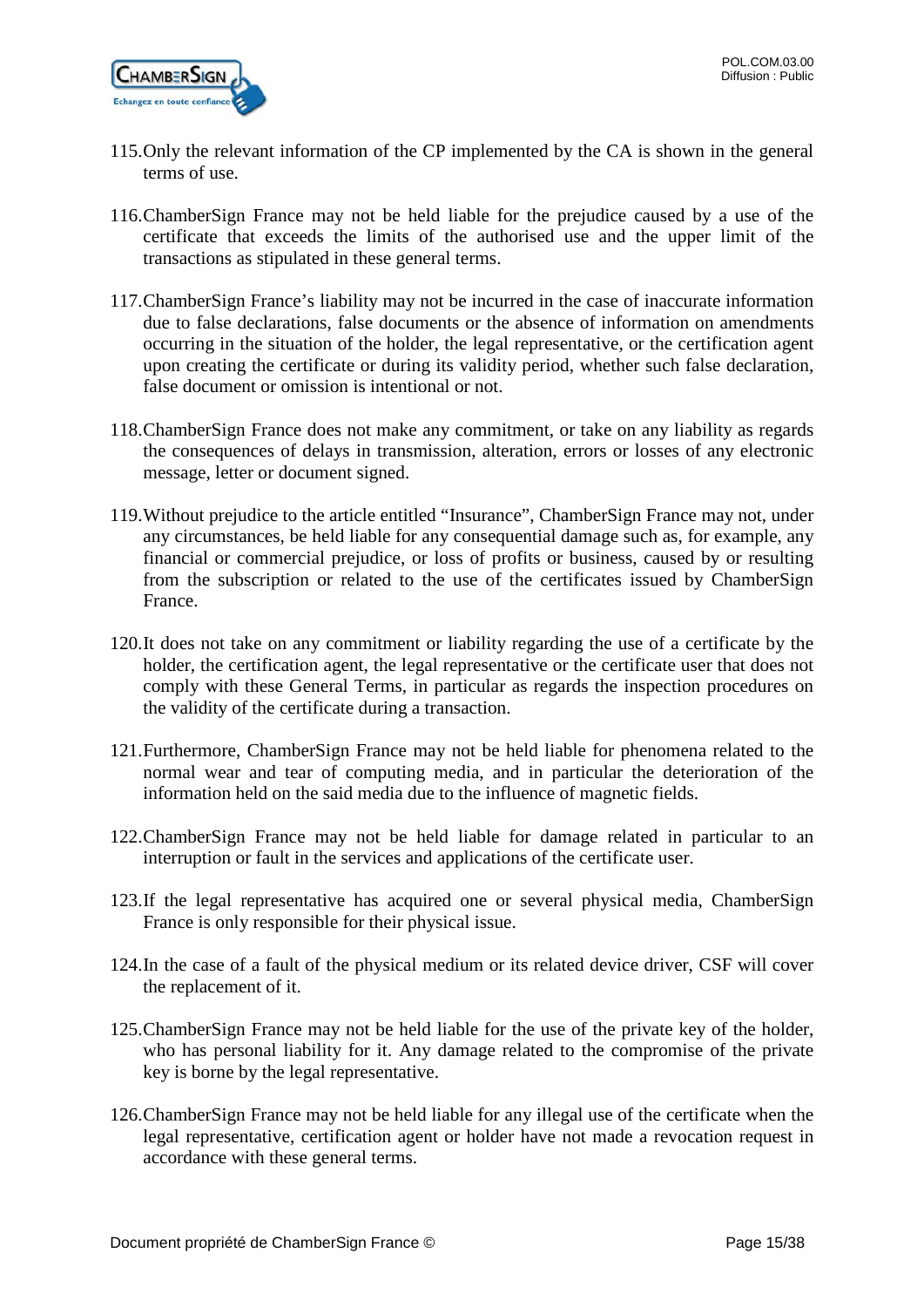115. Only the relevant information of the CP implemented by the CA is shown in the general terms of use.

116. ChamberSign France may not be held liable for the prejudice caused by a use of the certificate that exceeds the limits of the authorised use and the upper limit of the transactions as stipulated in these general terms.

117. ChamberSign France’s liability may not be incurred in the case of inaccurate information due to false declarations, false documents or the absence of information on amendments occurring in the situation of the holder, the legal representative, or the certification agent upon creating the certificate or during its validity period, whether such false declaration, false document or omission is intentional or not.

118. ChamberSign France does not make any commitment, or take on any liability as regards the consequences of delays in transmission, alteration, errors or losses of any electronic message, letter or document signed.

119. Without prejudice to the article entitled “Insurance”, ChamberSign France may not, under any circumstances, be held liable for any consequential damage such as, for example, any financial or commercial prejudice, or loss of profits or business, caused by or resulting from the subscription or related to the use of the certificates issued by ChamberSign France.

120. It does not take on any commitment or liability regarding the use of a certificate by the holder, the certification agent, the legal representative or the certificate user that does not comply with these General Terms, in particular as regards the inspection procedures on the validity of the certificate during a transaction.

121. Furthermore, ChamberSign France may not be held liable for phenomena related to the normal wear and tear of computing media, and in particular the deterioration of the information held on the said media due to the influence of magnetic fields.

122. ChamberSign France may not be held liable for damage related in particular to an interruption or fault in the services and applications of the certificate user.

123. If the legal representative has acquired one or several physical media, ChamberSign France is only responsible for their physical issue.

124. In the case of a fault of the physical medium or its related device driver, CSF will cover the replacement of it.

125. ChamberSign France may not be held liable for the use of the private key of the holder, who has personal liability for it. Any damage related to the compromise of the private key is borne by the legal representative.

126. ChamberSign France may not be held liable for any illegal use of the certificate when the legal representative, certification agent or holder have not made a revocation request in accordance with these general terms.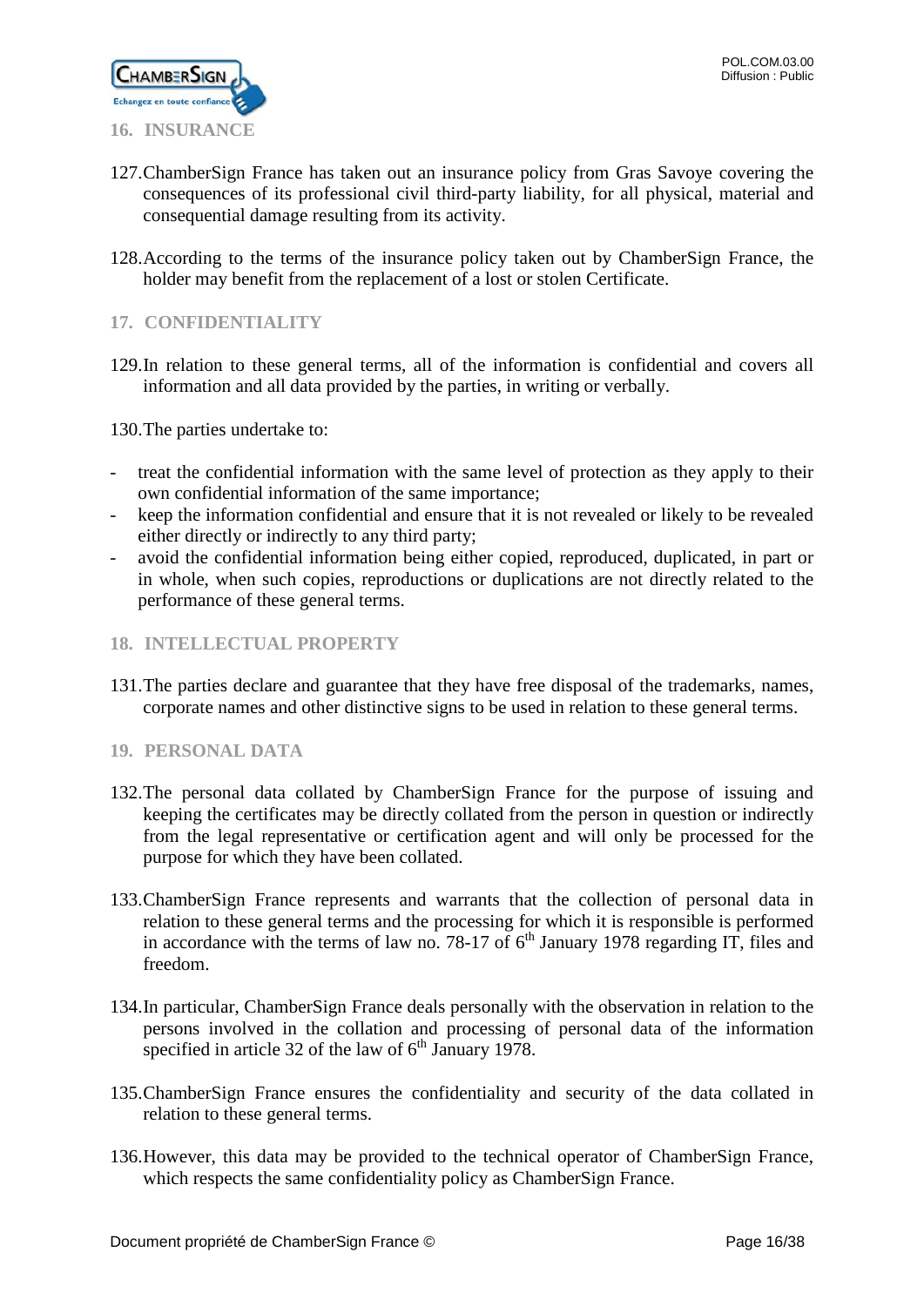## 16. INSURANCE

127. ChamberSign France has taken out an insurance policy from Gras Savoye covering the consequences of its professional civil third-party liability, for all physical, material and consequential damage resulting from its activity.

128. According to the terms of the insurance policy taken out by ChamberSign France, the holder may benefit from the replacement of a lost or stolen Certificate.

## 17. CONFIDENTIALITY

129. In relation to these general terms, all of the information is confidential and covers all information and all data provided by the parties, in writing or verbally.

130. The parties undertake to:

- treat the confidential information with the same level of protection as they apply to their own confidential information of the same importance;
- keep the information confidential and ensure that it is not revealed or likely to be revealed either directly or indirectly to any third party;
- avoid the confidential information being either copied, reproduced, duplicated, in part or in whole, when such copies, reproductions or duplications are not directly related to the performance of these general terms.

## 18. INTELLECTUAL PROPERTY

131. The parties declare and guarantee that they have free disposal of the trademarks, names, corporate names and other distinctive signs to be used in relation to these general terms.

## 19. PERSONAL DATA

132. The personal data collated by ChamberSign France for the purpose of issuing and keeping the certificates may be directly collated from the person in question or indirectly from the legal representative or certification agent and will only be processed for the purpose for which they have been collated.

133. ChamberSign France represents and warrants that the collection of personal data in relation to these general terms and the processing for which it is responsible is performed in accordance with the terms of law no. 78-17 of 6th January 1978 regarding IT, files and freedom.

134. In particular, ChamberSign France deals personally with the observation in relation to the persons involved in the collation and processing of personal data of the information specified in article 32 of the law of 6th January 1978.

135. ChamberSign France ensures the confidentiality and security of the data collated in relation to these general terms.

136. However, this data may be provided to the technical operator of ChamberSign France, which respects the same confidentiality policy as ChamberSign France.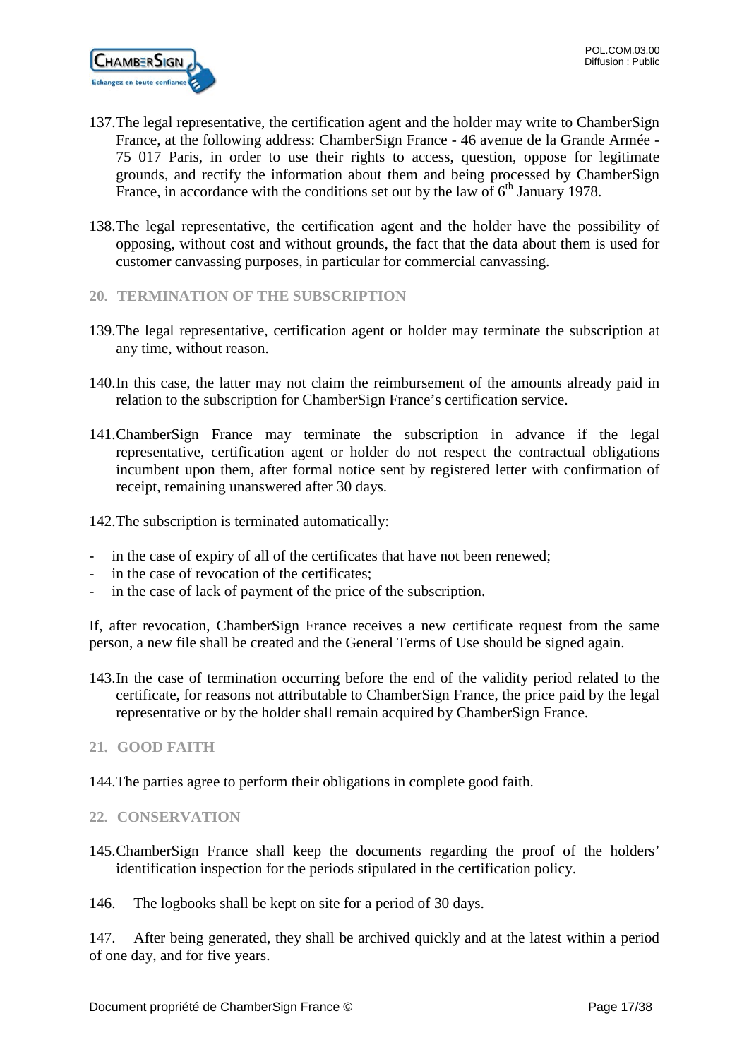137. The legal representative, the certification agent and the holder may write to ChamberSign France, at the following address: ChamberSign France - 46 avenue de la Grande Armée - 75 017 Paris, in order to use their rights to access, question, oppose for legitimate grounds, and rectify the information about them and being processed by ChamberSign France, in accordance with the conditions set out by the law of 6th January 1978.

138. The legal representative, the certification agent and the holder have the possibility of opposing, without cost and without grounds, the fact that the data about them is used for customer canvassing purposes, in particular for commercial canvassing.

## 20. TERMINATION OF THE SUBSCRIPTION

139. The legal representative, certification agent or holder may terminate the subscription at any time, without reason.

140. In this case, the latter may not claim the reimbursement of the amounts already paid in relation to the subscription for ChamberSign France's certification service.

141. ChamberSign France may terminate the subscription in advance if the legal representative, certification agent or holder do not respect the contractual obligations incumbent upon them, after formal notice sent by registered letter with confirmation of receipt, remaining unanswered after 30 days.

142. The subscription is terminated automatically:

- in the case of expiry of all of the certificates that have not been renewed;
- in the case of revocation of the certificates;
- in the case of lack of payment of the price of the subscription.

If, after revocation, ChamberSign France receives a new certificate request from the same person, a new file shall be created and the General Terms of Use should be signed again.

143. In the case of termination occurring before the end of the validity period related to the certificate, for reasons not attributable to ChamberSign France, the price paid by the legal representative or by the holder shall remain acquired by ChamberSign France.

## 21. GOOD FAITH

144. The parties agree to perform their obligations in complete good faith.

## 22. CONSERVATION

145. ChamberSign France shall keep the documents regarding the proof of the holders' identification inspection for the periods stipulated in the certification policy.

146. The logbooks shall be kept on site for a period of 30 days.

147. After being generated, they shall be archived quickly and at the latest within a period of one day, and for five years.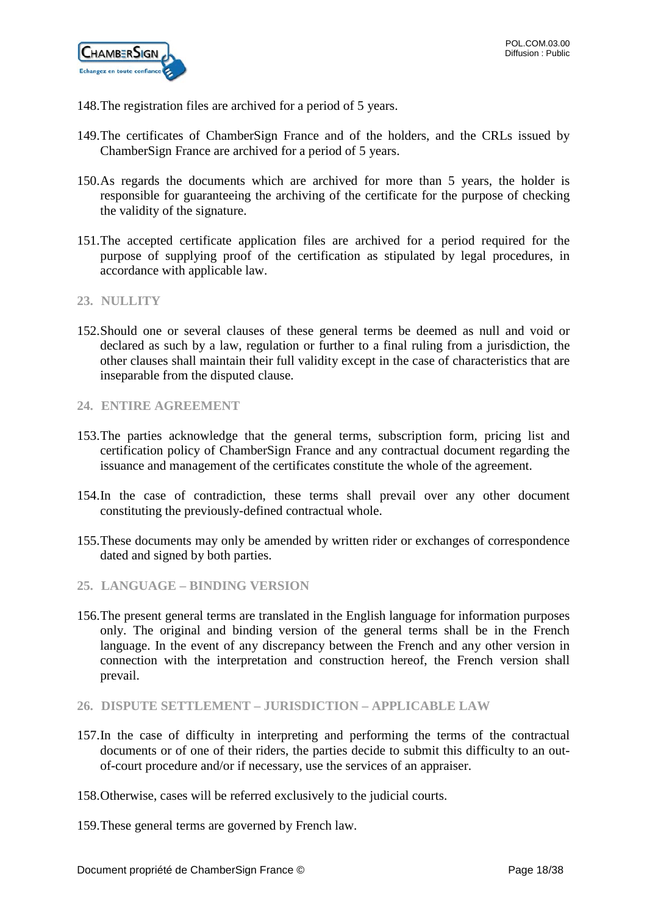148. The registration files are archived for a period of 5 years.

149. The certificates of ChamberSign France and of the holders, and the CRLs issued by ChamberSign France are archived for a period of 5 years.

150. As regards the documents which are archived for more than 5 years, the holder is responsible for guaranteeing the archiving of the certificate for the purpose of checking the validity of the signature.

151. The accepted certificate application files are archived for a period required for the purpose of supplying proof of the certification as stipulated by legal procedures, in accordance with applicable law.

## 23. NULLITY

152. Should one or several clauses of these general terms be deemed as null and void or declared as such by a law, regulation or further to a final ruling from a jurisdiction, the other clauses shall maintain their full validity except in the case of characteristics that are inseparable from the disputed clause.

## 24. ENTIRE AGREEMENT

153. The parties acknowledge that the general terms, subscription form, pricing list and certification policy of ChamberSign France and any contractual document regarding the issuance and management of the certificates constitute the whole of the agreement.

154. In the case of contradiction, these terms shall prevail over any other document constituting the previously-defined contractual whole.

155. These documents may only be amended by written rider or exchanges of correspondence dated and signed by both parties.

## 25. LANGUAGE – BINDING VERSION

156. The present general terms are translated in the English language for information purposes only. The original and binding version of the general terms shall be in the French language. In the event of any discrepancy between the French and any other version in connection with the interpretation and construction hereof, the French version shall prevail.

## 26. DISPUTE SETTLEMENT – JURISDICTION – APPLICABLE LAW

157. In the case of difficulty in interpreting and performing the terms of the contractual documents or of one of their riders, the parties decide to submit this difficulty to an out-of-court procedure and/or if necessary, use the services of an appraiser.

158. Otherwise, cases will be referred exclusively to the judicial courts.

159. These general terms are governed by French law.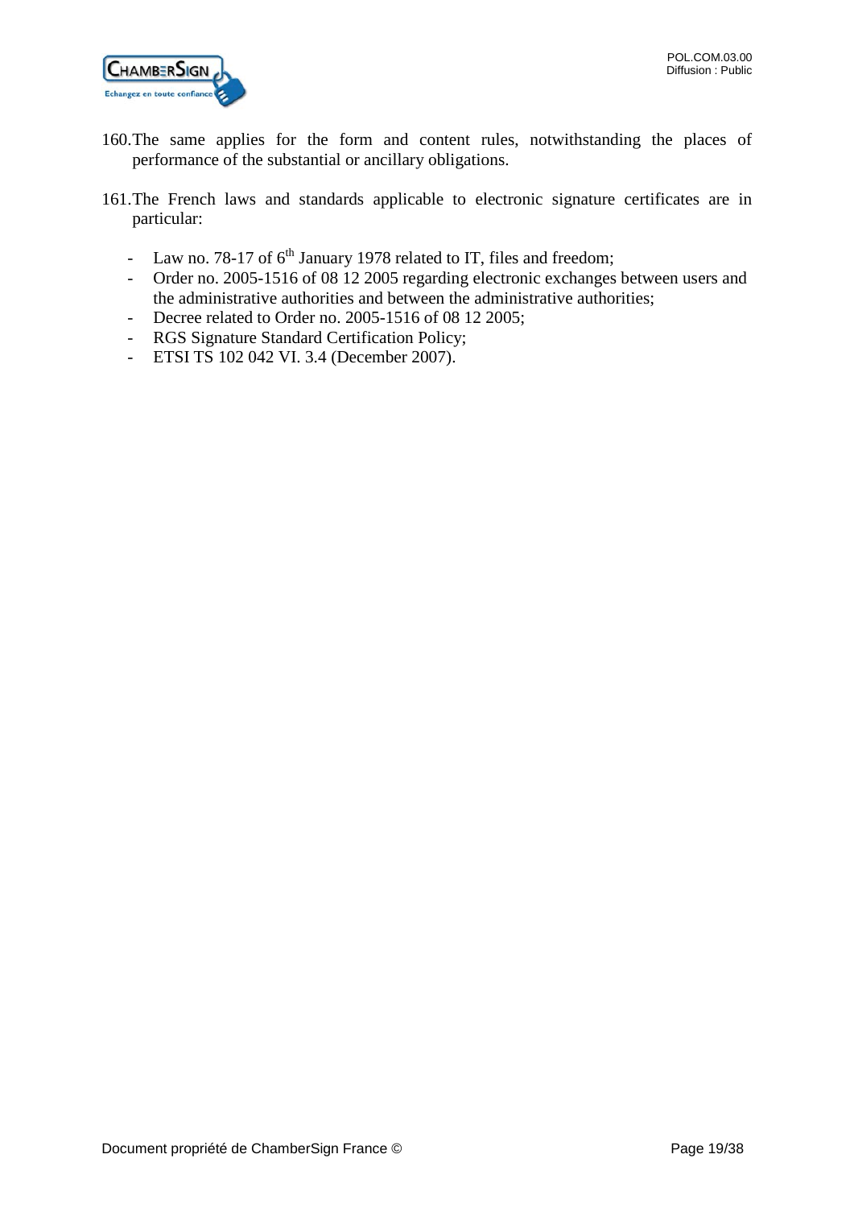160. The same applies for the form and content rules, notwithstanding the places of performance of the substantial or ancillary obligations.

161. The French laws and standards applicable to electronic signature certificates are in particular:

- Law no. 78-17 of 6th January 1978 related to IT, files and freedom;
- Order no. 2005-1516 of 08 12 2005 regarding electronic exchanges between users and the administrative authorities and between the administrative authorities;
- Decree related to Order no. 2005-1516 of 08 12 2005;
- RGS Signature Standard Certification Policy;
- ETSI TS 102 042 VI. 3.4 (December 2007).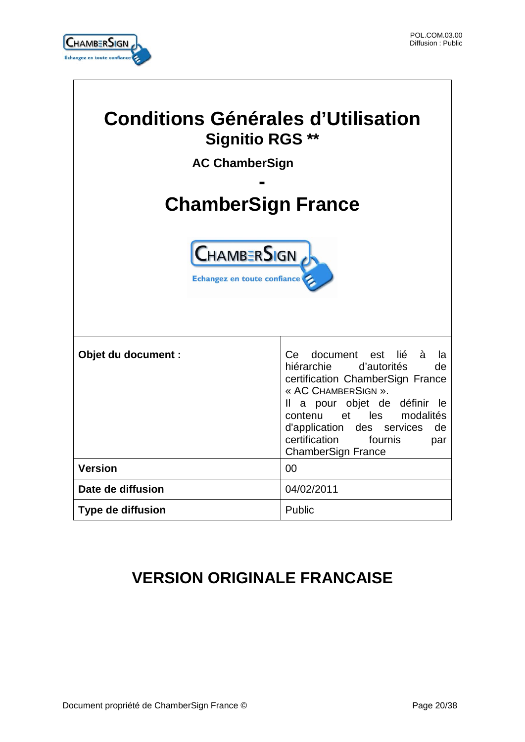# Conditions Générales d'Utilisation

## Signitio RGS **

**AC ChamberSign**

**-**

# ChamberSign France

| | |
|---|---|
| **Objet du document :** | Ce document est lié à la hiérarchie d'autorités de certification ChamberSign France « AC CHAMBERSIGN ». Il a pour objet de définir le contenu et les modalités d'application des services de certification fournis par ChamberSign France |
| **Version** | 00 |
| **Date de diffusion** | 04/02/2011 |
| **Type de diffusion** | Public |

## VERSION ORIGINALE FRANCAISE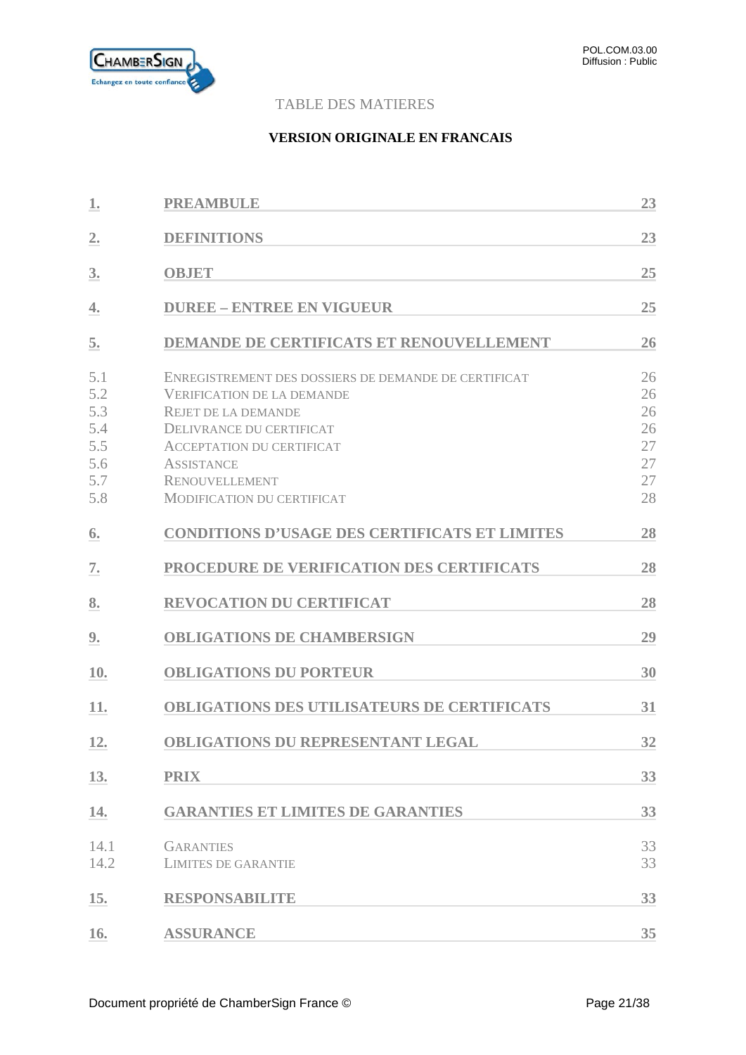TABLE DES MATIERES

**VERSION ORIGINALE EN FRANCAIS**

| | | |
|---|---|---|
| **1.** | **PREAMBULE** | **23** |
| **2.** | **DEFINITIONS** | **23** |
| **3.** | **OBJET** | **25** |
| **4.** | **DUREE – ENTREE EN VIGUEUR** | **25** |
| **5.** | **DEMANDE DE CERTIFICATS ET RENOUVELLEMENT** | **26** |
| 5.1 | ENREGISTREMENT DES DOSSIERS DE DEMANDE DE CERTIFICAT | 26 |
| 5.2 | VERIFICATION DE LA DEMANDE | 26 |
| 5.3 | REJET DE LA DEMANDE | 26 |
| 5.4 | DELIVRANCE DU CERTIFICAT | 26 |
| 5.5 | ACCEPTATION DU CERTIFICAT | 27 |
| 5.6 | ASSISTANCE | 27 |
| 5.7 | RENOUVELLEMENT | 27 |
| 5.8 | MODIFICATION DU CERTIFICAT | 28 |
| **6.** | **CONDITIONS D'USAGE DES CERTIFICATS ET LIMITES** | **28** |
| **7.** | **PROCEDURE DE VERIFICATION DES CERTIFICATS** | **28** |
| **8.** | **REVOCATION DU CERTIFICAT** | **28** |
| **9.** | **OBLIGATIONS DE CHAMBERSIGN** | **29** |
| **10.** | **OBLIGATIONS DU PORTEUR** | **30** |
| **11.** | **OBLIGATIONS DES UTILISATEURS DE CERTIFICATS** | **31** |
| **12.** | **OBLIGATIONS DU REPRESENTANT LEGAL** | **32** |
| **13.** | **PRIX** | **33** |
| **14.** | **GARANTIES ET LIMITES DE GARANTIES** | **33** |
| 14.1 | GARANTIES | 33 |
| 14.2 | LIMITES DE GARANTIE | 33 |
| **15.** | **RESPONSABILITE** | **33** |
| **16.** | **ASSURANCE** | **35** |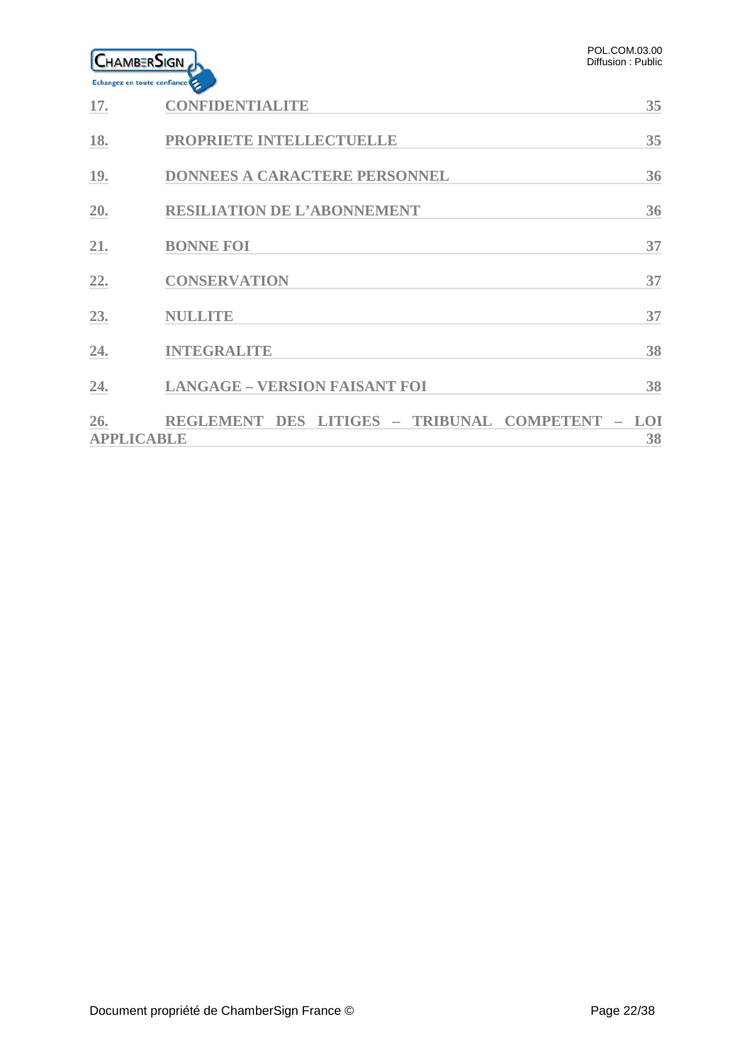17. CONFIDENTIALITE 35

18. PROPRIETE INTELLECTUELLE 35

19. DONNEES A CARACTERE PERSONNEL 36

20. RESILIATION DE L'ABONNEMENT 36

21. BONNE FOI 37

22. CONSERVATION 37

23. NULLITE 37

24. INTEGRALITE 38

24. LANGAGE – VERSION FAISANT FOI 38

26. REGLEMENT DES LITIGES – TRIBUNAL COMPETENT – LOI APPLICABLE 38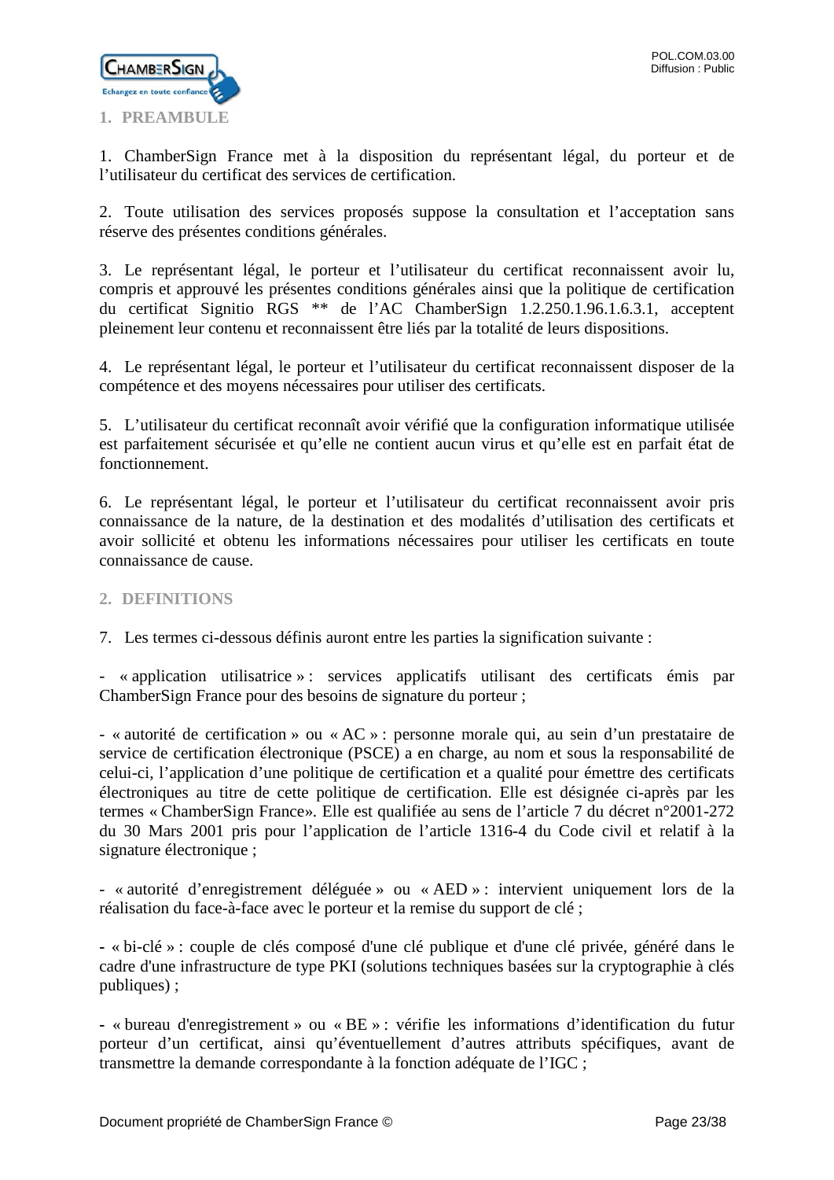## 1. PREAMBULE

1. ChamberSign France met à la disposition du représentant légal, du porteur et de l'utilisateur du certificat des services de certification.

2. Toute utilisation des services proposés suppose la consultation et l'acceptation sans réserve des présentes conditions générales.

3. Le représentant légal, le porteur et l'utilisateur du certificat reconnaissent avoir lu, compris et approuvé les présentes conditions générales ainsi que la politique de certification du certificat Signitio RGS ** de l'AC ChamberSign 1.2.250.1.96.1.6.3.1, acceptent pleinement leur contenu et reconnaissent être liés par la totalité de leurs dispositions.

4. Le représentant légal, le porteur et l'utilisateur du certificat reconnaissent disposer de la compétence et des moyens nécessaires pour utiliser des certificats.

5. L'utilisateur du certificat reconnaît avoir vérifié que la configuration informatique utilisée est parfaitement sécurisée et qu'elle ne contient aucun virus et qu'elle est en parfait état de fonctionnement.

6. Le représentant légal, le porteur et l'utilisateur du certificat reconnaissent avoir pris connaissance de la nature, de la destination et des modalités d'utilisation des certificats et avoir sollicité et obtenu les informations nécessaires pour utiliser les certificats en toute connaissance de cause.

## 2. DEFINITIONS

7. Les termes ci-dessous définis auront entre les parties la signification suivante :

- « application utilisatrice » : services applicatifs utilisant des certificats émis par ChamberSign France pour des besoins de signature du porteur ;

- « autorité de certification » ou « AC » : personne morale qui, au sein d'un prestataire de service de certification électronique (PSCE) a en charge, au nom et sous la responsabilité de celui-ci, l'application d'une politique de certification et a qualité pour émettre des certificats électroniques au titre de cette politique de certification. Elle est désignée ci-après par les termes « ChamberSign France». Elle est qualifiée au sens de l'article 7 du décret n°2001-272 du 30 Mars 2001 pris pour l'application de l'article 1316-4 du Code civil et relatif à la signature électronique ;

- « autorité d'enregistrement déléguée » ou « AED » : intervient uniquement lors de la réalisation du face-à-face avec le porteur et la remise du support de clé ;

- « bi-clé » : couple de clés composé d'une clé publique et d'une clé privée, généré dans le cadre d'une infrastructure de type PKI (solutions techniques basées sur la cryptographie à clés publiques) ;

- « bureau d'enregistrement » ou « BE » : vérifie les informations d'identification du futur porteur d'un certificat, ainsi qu'éventuellement d'autres attributs spécifiques, avant de transmettre la demande correspondante à la fonction adéquate de l'IGC ;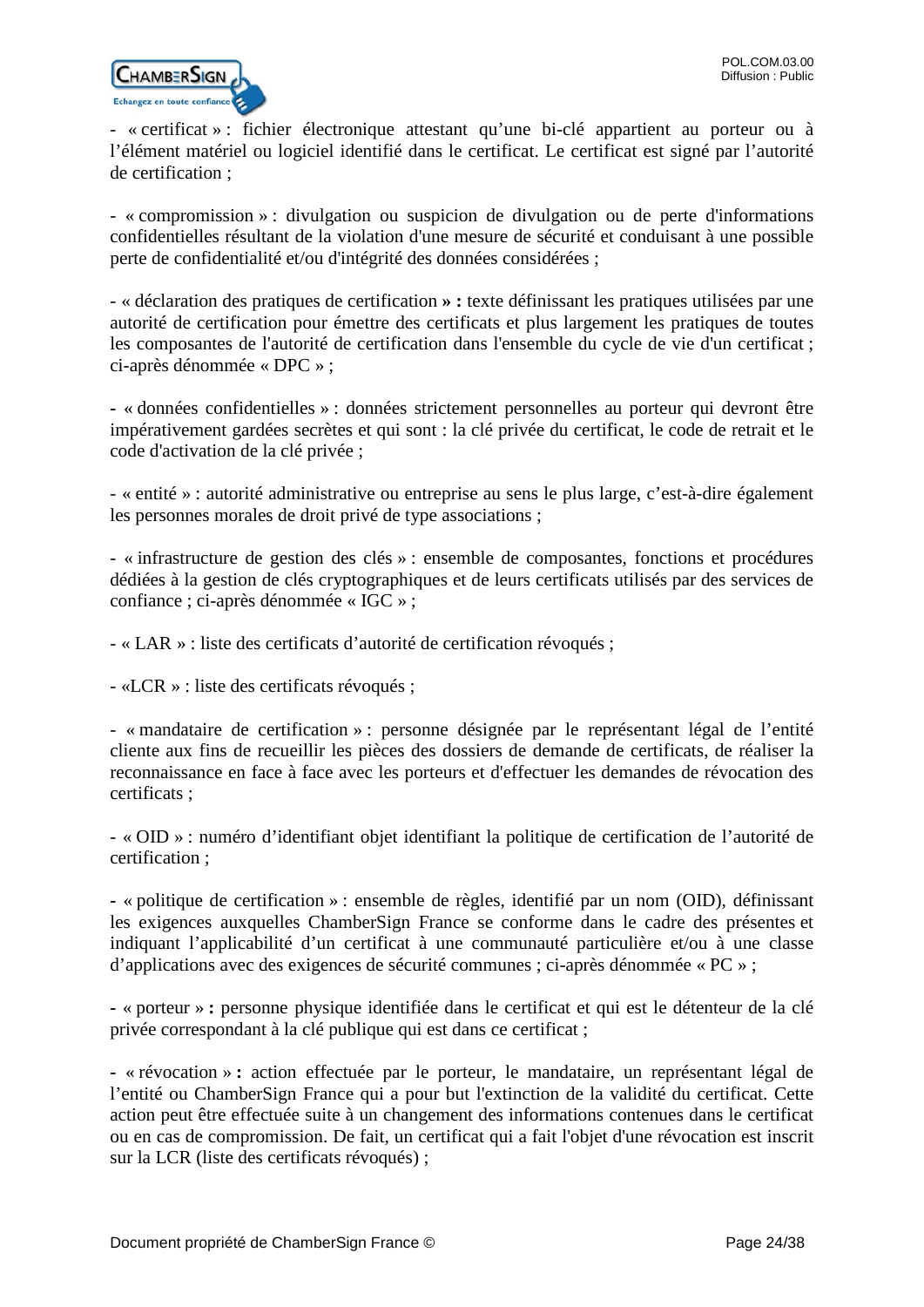- « certificat » : fichier électronique attestant qu'une bi-clé appartient au porteur ou à l'élément matériel ou logiciel identifié dans le certificat. Le certificat est signé par l'autorité de certification ;

- « compromission » : divulgation ou suspicion de divulgation ou de perte d'informations confidentielles résultant de la violation d'une mesure de sécurité et conduisant à une possible perte de confidentialité et/ou d'intégrité des données considérées ;

- « déclaration des pratiques de certification **» :** texte définissant les pratiques utilisées par une autorité de certification pour émettre des certificats et plus largement les pratiques de toutes les composantes de l'autorité de certification dans l'ensemble du cycle de vie d'un certificat ; ci-après dénommée « DPC » ;

- « données confidentielles » : données strictement personnelles au porteur qui devront être impérativement gardées secrètes et qui sont : la clé privée du certificat, le code de retrait et le code d'activation de la clé privée ;

- « entité » : autorité administrative ou entreprise au sens le plus large, c'est-à-dire également les personnes morales de droit privé de type associations ;

- « infrastructure de gestion des clés » : ensemble de composantes, fonctions et procédures dédiées à la gestion de clés cryptographiques et de leurs certificats utilisés par des services de confiance ; ci-après dénommée « IGC » ;

- « LAR » : liste des certificats d'autorité de certification révoqués ;

- «LCR » : liste des certificats révoqués ;

- « mandataire de certification » : personne désignée par le représentant légal de l'entité cliente aux fins de recueillir les pièces des dossiers de demande de certificats, de réaliser la reconnaissance en face à face avec les porteurs et d'effectuer les demandes de révocation des certificats ;

- « OID » : numéro d'identifiant objet identifiant la politique de certification de l'autorité de certification ;

- « politique de certification » : ensemble de règles, identifié par un nom (OID), définissant les exigences auxquelles ChamberSign France se conforme dans le cadre des présentes et indiquant l'applicabilité d'un certificat à une communauté particulière et/ou à une classe d'applications avec des exigences de sécurité communes ; ci-après dénommée « PC » ;

- « porteur » **:** personne physique identifiée dans le certificat et qui est le détenteur de la clé privée correspondant à la clé publique qui est dans ce certificat ;

- « révocation » **:** action effectuée par le porteur, le mandataire, un représentant légal de l'entité ou ChamberSign France qui a pour but l'extinction de la validité du certificat. Cette action peut être effectuée suite à un changement des informations contenues dans le certificat ou en cas de compromission. De fait, un certificat qui a fait l'objet d'une révocation est inscrit sur la LCR (liste des certificats révoqués) ;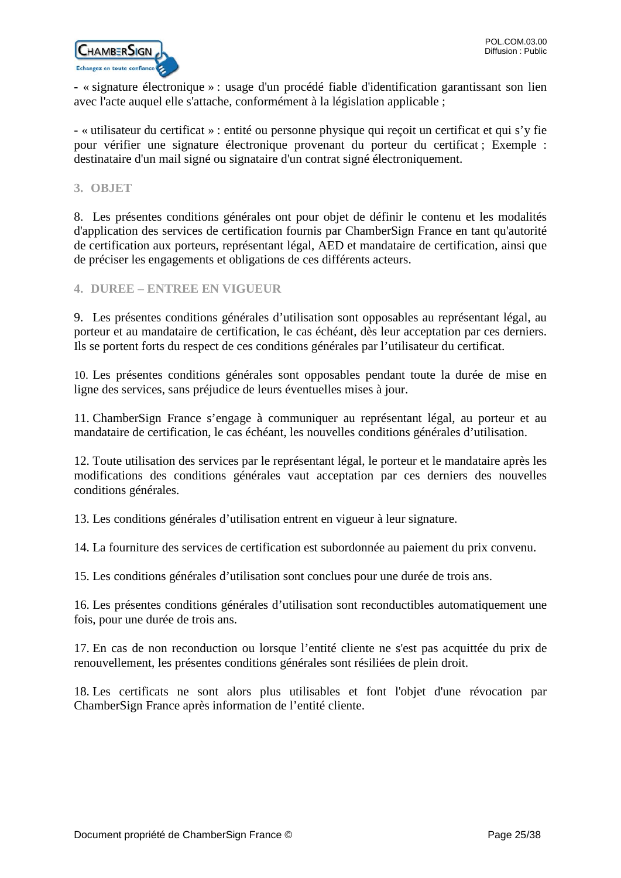- « signature électronique » : usage d'un procédé fiable d'identification garantissant son lien avec l'acte auquel elle s'attache, conformément à la législation applicable ;

- « utilisateur du certificat » : entité ou personne physique qui reçoit un certificat et qui s'y fie pour vérifier une signature électronique provenant du porteur du certificat ; Exemple : destinataire d'un mail signé ou signataire d'un contrat signé électroniquement.

## 3. OBJET

8. Les présentes conditions générales ont pour objet de définir le contenu et les modalités d'application des services de certification fournis par ChamberSign France en tant qu'autorité de certification aux porteurs, représentant légal, AED et mandataire de certification, ainsi que de préciser les engagements et obligations de ces différents acteurs.

## 4. DUREE – ENTREE EN VIGUEUR

9. Les présentes conditions générales d'utilisation sont opposables au représentant légal, au porteur et au mandataire de certification, le cas échéant, dès leur acceptation par ces derniers. Ils se portent forts du respect de ces conditions générales par l'utilisateur du certificat.

10. Les présentes conditions générales sont opposables pendant toute la durée de mise en ligne des services, sans préjudice de leurs éventuelles mises à jour.

11. ChamberSign France s'engage à communiquer au représentant légal, au porteur et au mandataire de certification, le cas échéant, les nouvelles conditions générales d'utilisation.

12. Toute utilisation des services par le représentant légal, le porteur et le mandataire après les modifications des conditions générales vaut acceptation par ces derniers des nouvelles conditions générales.

13. Les conditions générales d'utilisation entrent en vigueur à leur signature.

14. La fourniture des services de certification est subordonnée au paiement du prix convenu.

15. Les conditions générales d'utilisation sont conclues pour une durée de trois ans.

16. Les présentes conditions générales d'utilisation sont reconductibles automatiquement une fois, pour une durée de trois ans.

17. En cas de non reconduction ou lorsque l'entité cliente ne s'est pas acquittée du prix de renouvellement, les présentes conditions générales sont résiliées de plein droit.

18. Les certificats ne sont alors plus utilisables et font l'objet d'une révocation par ChamberSign France après information de l'entité cliente.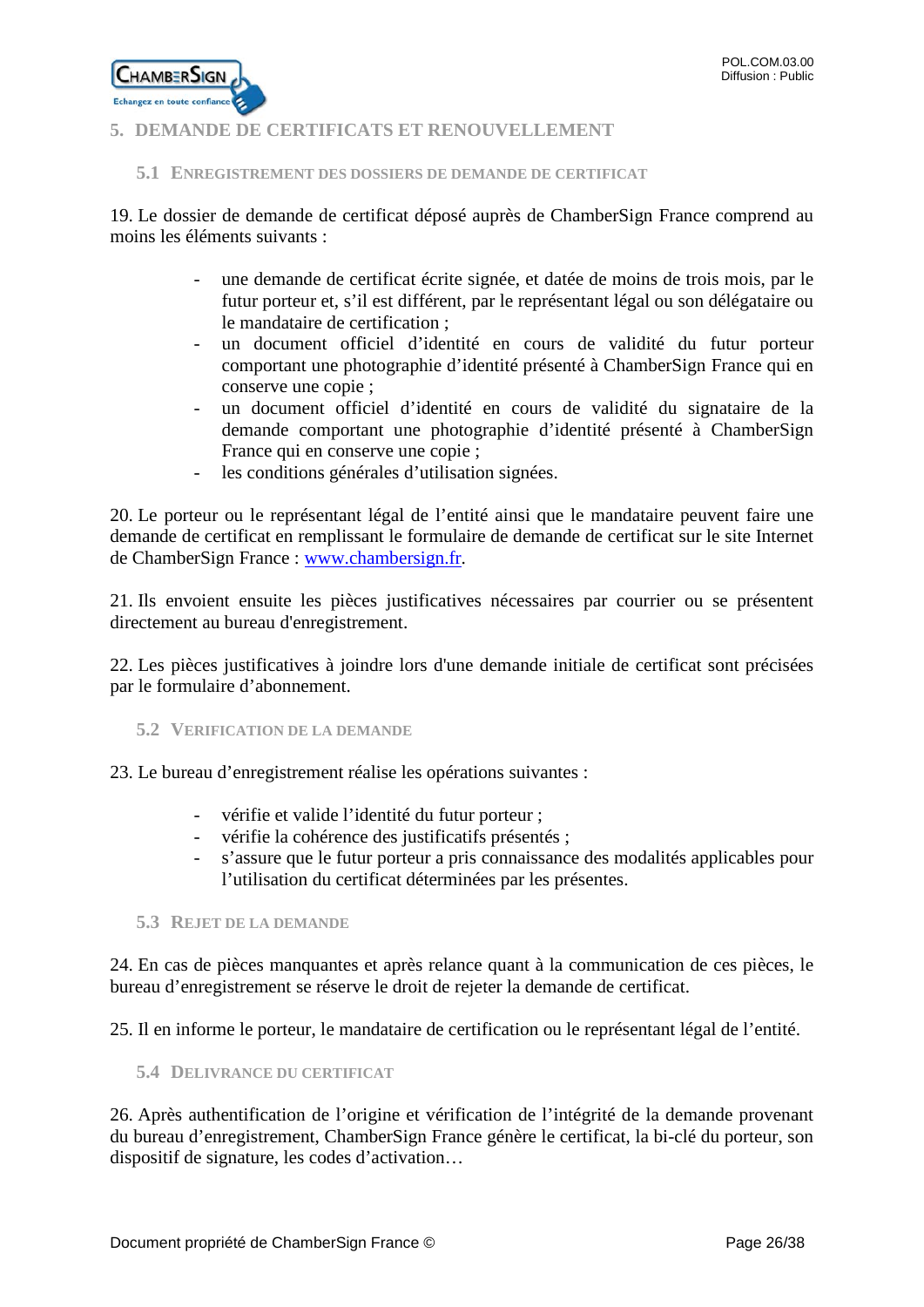# 5. DEMANDE DE CERTIFICATS ET RENOUVELLEMENT

## 5.1 ENREGISTREMENT DES DOSSIERS DE DEMANDE DE CERTIFICAT

19. Le dossier de demande de certificat déposé auprès de ChamberSign France comprend au moins les éléments suivants :

- une demande de certificat écrite signée, et datée de moins de trois mois, par le futur porteur et, s'il est différent, par le représentant légal ou son délégataire ou le mandataire de certification ;
- un document officiel d'identité en cours de validité du futur porteur comportant une photographie d'identité présenté à ChamberSign France qui en conserve une copie ;
- un document officiel d'identité en cours de validité du signataire de la demande comportant une photographie d'identité présenté à ChamberSign France qui en conserve une copie ;
- les conditions générales d'utilisation signées.

20. Le porteur ou le représentant légal de l'entité ainsi que le mandataire peuvent faire une demande de certificat en remplissant le formulaire de demande de certificat sur le site Internet de ChamberSign France : [www.chambersign.fr](http://www.chambersign.fr).

21. Ils envoient ensuite les pièces justificatives nécessaires par courrier ou se présentent directement au bureau d'enregistrement.

22. Les pièces justificatives à joindre lors d'une demande initiale de certificat sont précisées par le formulaire d'abonnement.

## 5.2 VERIFICATION DE LA DEMANDE

23. Le bureau d'enregistrement réalise les opérations suivantes :

- vérifie et valide l'identité du futur porteur ;
- vérifie la cohérence des justificatifs présentés ;
- s'assure que le futur porteur a pris connaissance des modalités applicables pour l'utilisation du certificat déterminées par les présentes.

## 5.3 REJET DE LA DEMANDE

24. En cas de pièces manquantes et après relance quant à la communication de ces pièces, le bureau d'enregistrement se réserve le droit de rejeter la demande de certificat.

25. Il en informe le porteur, le mandataire de certification ou le représentant légal de l'entité.

## 5.4 DELIVRANCE DU CERTIFICAT

26. Après authentification de l'origine et vérification de l'intégrité de la demande provenant du bureau d'enregistrement, ChamberSign France génère le certificat, la bi-clé du porteur, son dispositif de signature, les codes d'activation…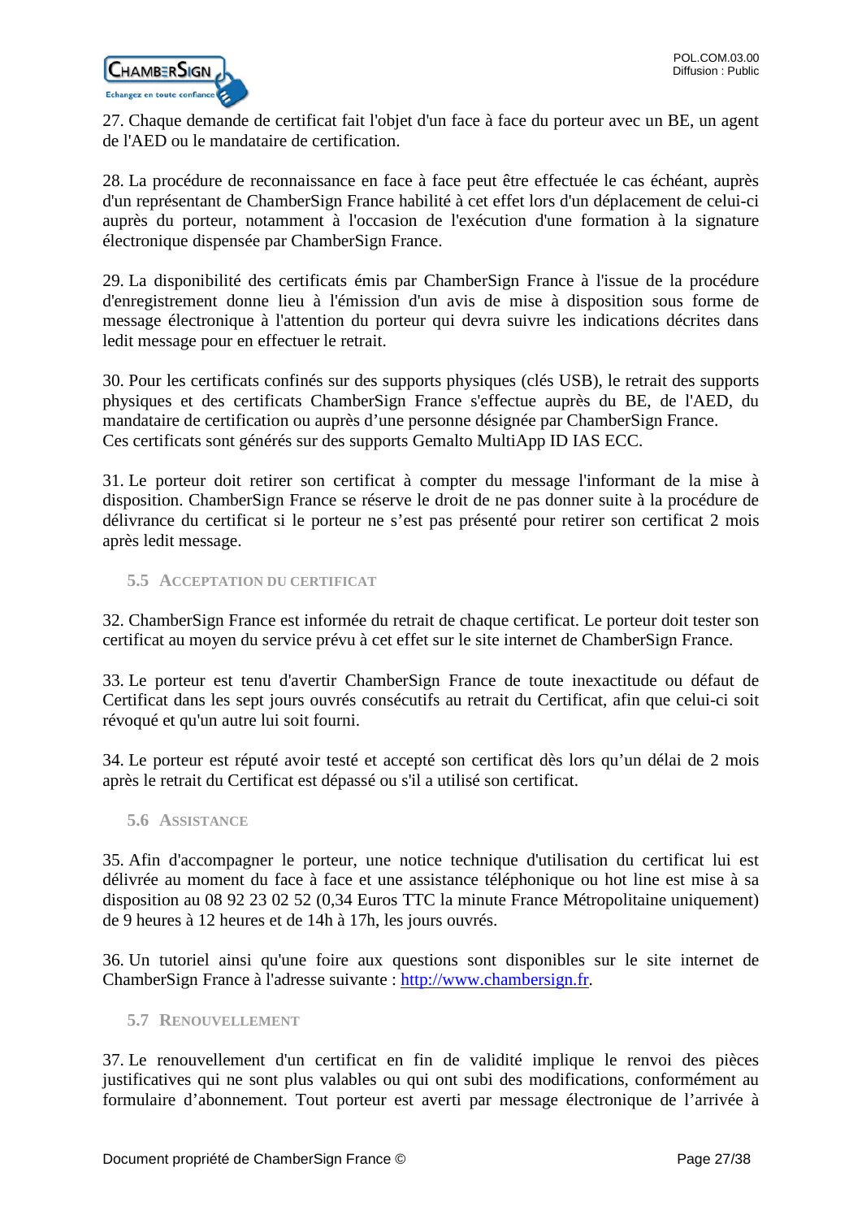27. Chaque demande de certificat fait l'objet d'un face à face du porteur avec un BE, un agent de l'AED ou le mandataire de certification.

28. La procédure de reconnaissance en face à face peut être effectuée le cas échéant, auprès d'un représentant de ChamberSign France habilité à cet effet lors d'un déplacement de celui-ci auprès du porteur, notamment à l'occasion de l'exécution d'une formation à la signature électronique dispensée par ChamberSign France.

29. La disponibilité des certificats émis par ChamberSign France à l'issue de la procédure d'enregistrement donne lieu à l'émission d'un avis de mise à disposition sous forme de message électronique à l'attention du porteur qui devra suivre les indications décrites dans ledit message pour en effectuer le retrait.

30. Pour les certificats confinés sur des supports physiques (clés USB), le retrait des supports physiques et des certificats ChamberSign France s'effectue auprès du BE, de l'AED, du mandataire de certification ou auprès d'une personne désignée par ChamberSign France.
Ces certificats sont générés sur des supports Gemalto MultiApp ID IAS ECC.

31. Le porteur doit retirer son certificat à compter du message l'informant de la mise à disposition. ChamberSign France se réserve le droit de ne pas donner suite à la procédure de délivrance du certificat si le porteur ne s'est pas présenté pour retirer son certificat 2 mois après ledit message.

### 5.5 Acceptation du certificat

32. ChamberSign France est informée du retrait de chaque certificat. Le porteur doit tester son certificat au moyen du service prévu à cet effet sur le site internet de ChamberSign France.

33. Le porteur est tenu d'avertir ChamberSign France de toute inexactitude ou défaut de Certificat dans les sept jours ouvrés consécutifs au retrait du Certificat, afin que celui-ci soit révoqué et qu'un autre lui soit fourni.

34. Le porteur est réputé avoir testé et accepté son certificat dès lors qu'un délai de 2 mois après le retrait du Certificat est dépassé ou s'il a utilisé son certificat.

### 5.6 Assistance

35. Afin d'accompagner le porteur, une notice technique d'utilisation du certificat lui est délivrée au moment du face à face et une assistance téléphonique ou hot line est mise à sa disposition au 08 92 23 02 52 (0,34 Euros TTC la minute France Métropolitaine uniquement) de 9 heures à 12 heures et de 14h à 17h, les jours ouvrés.

36. Un tutoriel ainsi qu'une foire aux questions sont disponibles sur le site internet de ChamberSign France à l'adresse suivante : [http://www.chambersign.fr](http://www.chambersign.fr).

### 5.7 Renouvellement

37. Le renouvellement d'un certificat en fin de validité implique le renvoi des pièces justificatives qui ne sont plus valables ou qui ont subi des modifications, conformément au formulaire d'abonnement. Tout porteur est averti par message électronique de l'arrivée à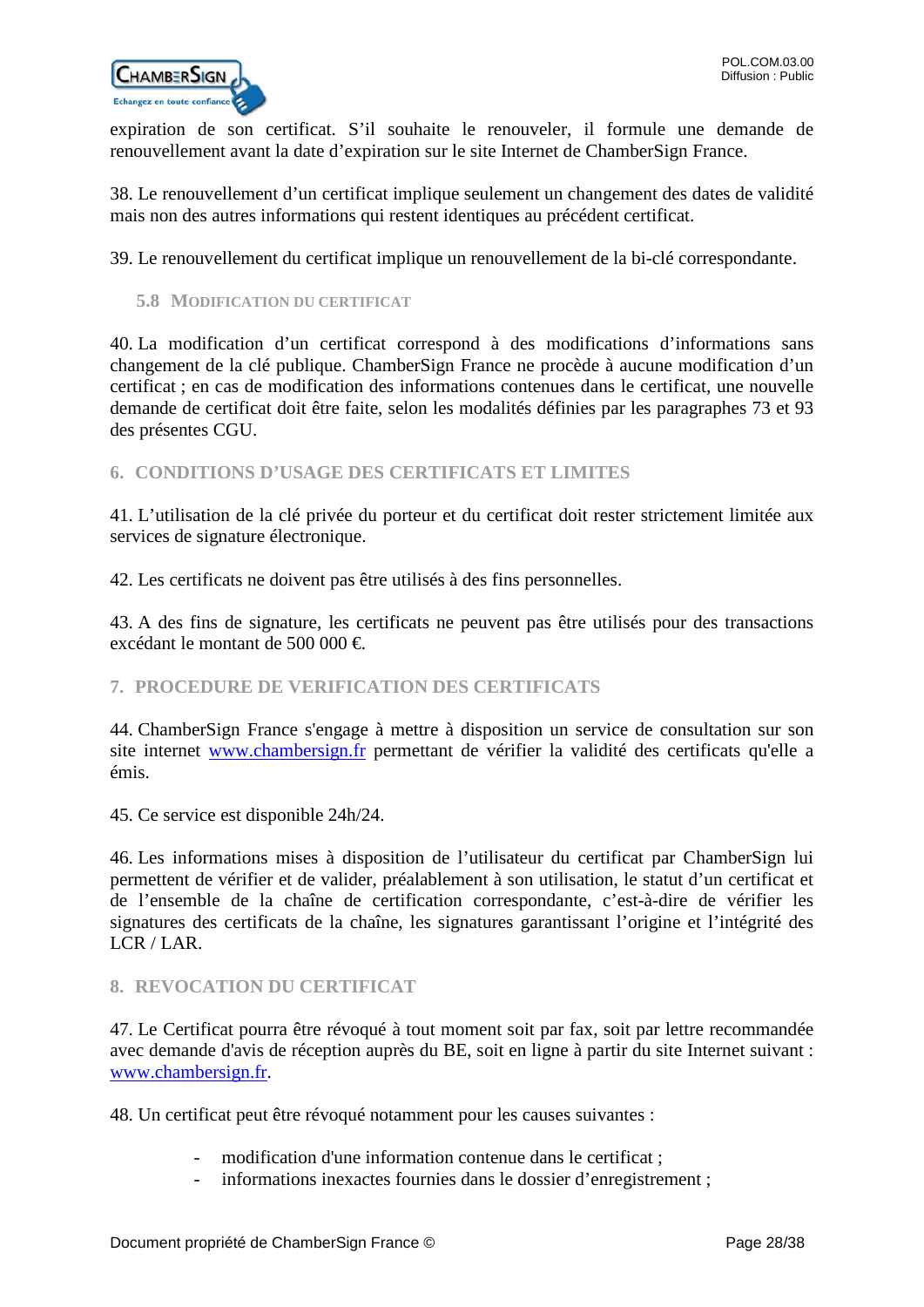expiration de son certificat. S'il souhaite le renouveler, il formule une demande de renouvellement avant la date d'expiration sur le site Internet de ChamberSign France.

38. Le renouvellement d'un certificat implique seulement un changement des dates de validité mais non des autres informations qui restent identiques au précédent certificat.

39. Le renouvellement du certificat implique un renouvellement de la bi-clé correspondante.

### 5.8 Modification du certificat

40. La modification d'un certificat correspond à des modifications d'informations sans changement de la clé publique. ChamberSign France ne procède à aucune modification d'un certificat ; en cas de modification des informations contenues dans le certificat, une nouvelle demande de certificat doit être faite, selon les modalités définies par les paragraphes 73 et 93 des présentes CGU.

## 6. CONDITIONS D'USAGE DES CERTIFICATS ET LIMITES

41. L'utilisation de la clé privée du porteur et du certificat doit rester strictement limitée aux services de signature électronique.

42. Les certificats ne doivent pas être utilisés à des fins personnelles.

43. A des fins de signature, les certificats ne peuvent pas être utilisés pour des transactions excédant le montant de 500 000 €.

## 7. PROCEDURE DE VERIFICATION DES CERTIFICATS

44. ChamberSign France s'engage à mettre à disposition un service de consultation sur son site internet www.chambersign.fr permettant de vérifier la validité des certificats qu'elle a émis.

45. Ce service est disponible 24h/24.

46. Les informations mises à disposition de l'utilisateur du certificat par ChamberSign lui permettent de vérifier et de valider, préalablement à son utilisation, le statut d'un certificat et de l'ensemble de la chaîne de certification correspondante, c'est-à-dire de vérifier les signatures des certificats de la chaîne, les signatures garantissant l'origine et l'intégrité des LCR / LAR.

## 8. REVOCATION DU CERTIFICAT

47. Le Certificat pourra être révoqué à tout moment soit par fax, soit par lettre recommandée avec demande d'avis de réception auprès du BE, soit en ligne à partir du site Internet suivant : www.chambersign.fr.

48. Un certificat peut être révoqué notamment pour les causes suivantes :

- modification d'une information contenue dans le certificat ;
- informations inexactes fournies dans le dossier d'enregistrement ;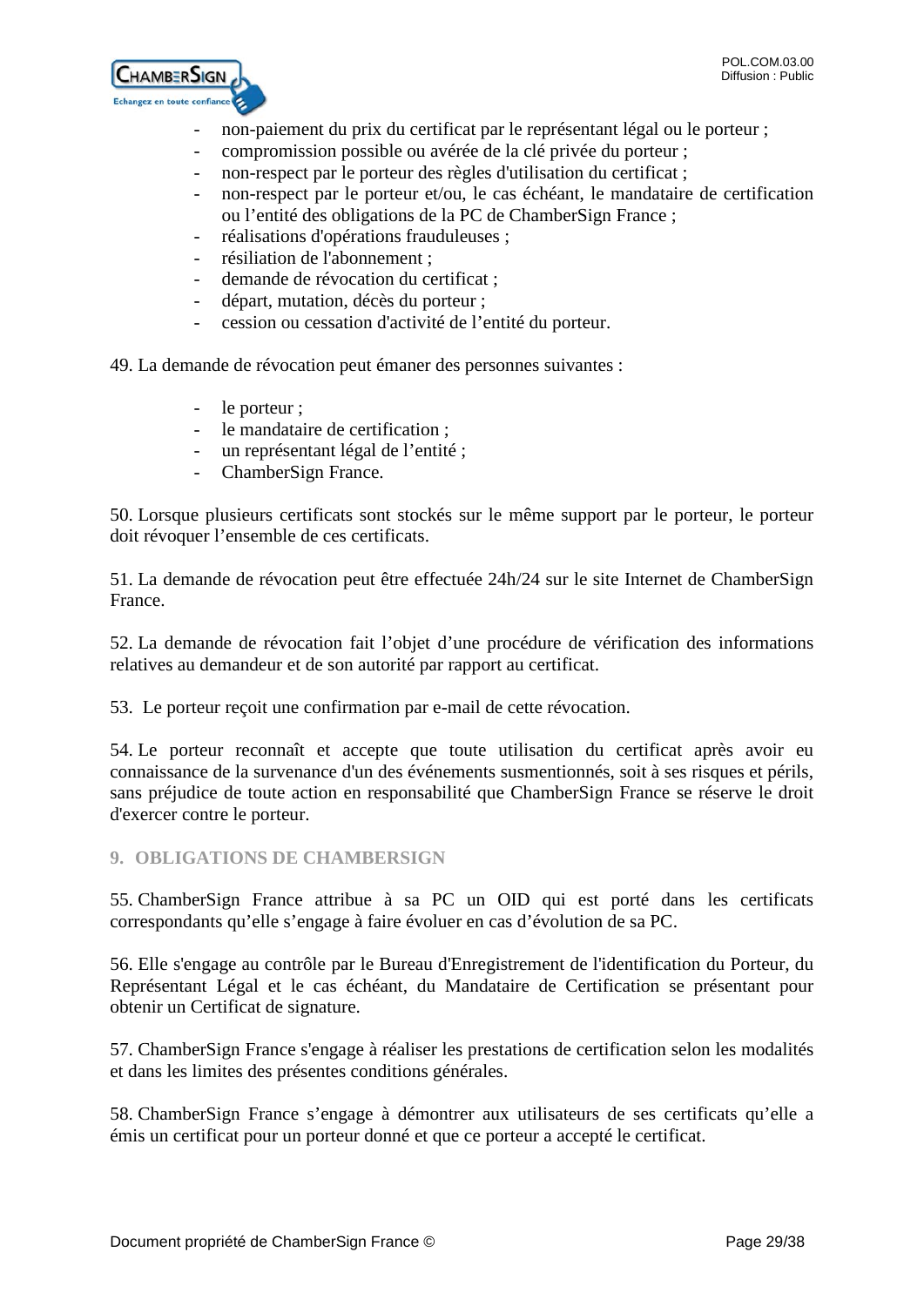- non-paiement du prix du certificat par le représentant légal ou le porteur ;
- compromission possible ou avérée de la clé privée du porteur ;
- non-respect par le porteur des règles d'utilisation du certificat ;
- non-respect par le porteur et/ou, le cas échéant, le mandataire de certification ou l'entité des obligations de la PC de ChamberSign France ;
- réalisations d'opérations frauduleuses ;
- résiliation de l'abonnement ;
- demande de révocation du certificat ;
- départ, mutation, décès du porteur ;
- cession ou cessation d'activité de l'entité du porteur.

49. La demande de révocation peut émaner des personnes suivantes :

- le porteur ;
- le mandataire de certification ;
- un représentant légal de l'entité ;
- ChamberSign France.

50. Lorsque plusieurs certificats sont stockés sur le même support par le porteur, le porteur doit révoquer l'ensemble de ces certificats.

51. La demande de révocation peut être effectuée 24h/24 sur le site Internet de ChamberSign France.

52. La demande de révocation fait l'objet d'une procédure de vérification des informations relatives au demandeur et de son autorité par rapport au certificat.

53. Le porteur reçoit une confirmation par e-mail de cette révocation.

54. Le porteur reconnaît et accepte que toute utilisation du certificat après avoir eu connaissance de la survenance d'un des événements susmentionnés, soit à ses risques et périls, sans préjudice de toute action en responsabilité que ChamberSign France se réserve le droit d'exercer contre le porteur.

## 9. OBLIGATIONS DE CHAMBERSIGN

55. ChamberSign France attribue à sa PC un OID qui est porté dans les certificats correspondants qu'elle s'engage à faire évoluer en cas d'évolution de sa PC.

56. Elle s'engage au contrôle par le Bureau d'Enregistrement de l'identification du Porteur, du Représentant Légal et le cas échéant, du Mandataire de Certification se présentant pour obtenir un Certificat de signature.

57. ChamberSign France s'engage à réaliser les prestations de certification selon les modalités et dans les limites des présentes conditions générales.

58. ChamberSign France s'engage à démontrer aux utilisateurs de ses certificats qu'elle a émis un certificat pour un porteur donné et que ce porteur a accepté le certificat.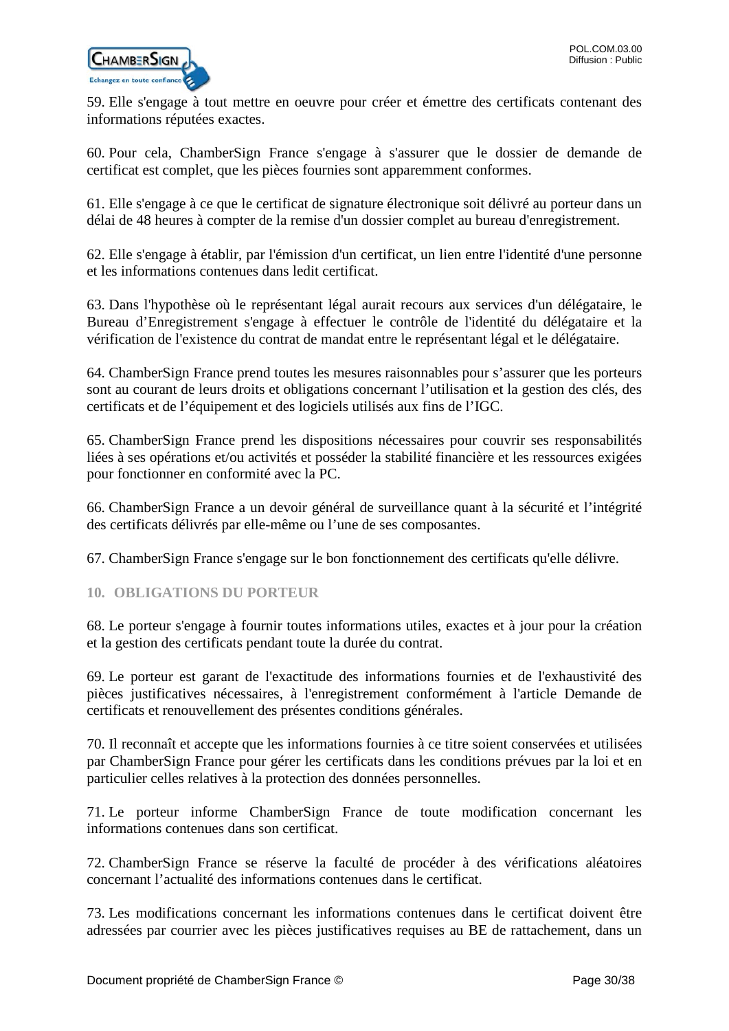59. Elle s'engage à tout mettre en oeuvre pour créer et émettre des certificats contenant des informations réputées exactes.

60. Pour cela, ChamberSign France s'engage à s'assurer que le dossier de demande de certificat est complet, que les pièces fournies sont apparemment conformes.

61. Elle s'engage à ce que le certificat de signature électronique soit délivré au porteur dans un délai de 48 heures à compter de la remise d'un dossier complet au bureau d'enregistrement.

62. Elle s'engage à établir, par l'émission d'un certificat, un lien entre l'identité d'une personne et les informations contenues dans ledit certificat.

63. Dans l'hypothèse où le représentant légal aurait recours aux services d'un délégataire, le Bureau d'Enregistrement s'engage à effectuer le contrôle de l'identité du délégataire et la vérification de l'existence du contrat de mandat entre le représentant légal et le délégataire.

64. ChamberSign France prend toutes les mesures raisonnables pour s'assurer que les porteurs sont au courant de leurs droits et obligations concernant l'utilisation et la gestion des clés, des certificats et de l'équipement et des logiciels utilisés aux fins de l'IGC.

65. ChamberSign France prend les dispositions nécessaires pour couvrir ses responsabilités liées à ses opérations et/ou activités et posséder la stabilité financière et les ressources exigées pour fonctionner en conformité avec la PC.

66. ChamberSign France a un devoir général de surveillance quant à la sécurité et l'intégrité des certificats délivrés par elle-même ou l'une de ses composantes.

67. ChamberSign France s'engage sur le bon fonctionnement des certificats qu'elle délivre.

## 10. OBLIGATIONS DU PORTEUR

68. Le porteur s'engage à fournir toutes informations utiles, exactes et à jour pour la création et la gestion des certificats pendant toute la durée du contrat.

69. Le porteur est garant de l'exactitude des informations fournies et de l'exhaustivité des pièces justificatives nécessaires, à l'enregistrement conformément à l'article Demande de certificats et renouvellement des présentes conditions générales.

70. Il reconnaît et accepte que les informations fournies à ce titre soient conservées et utilisées par ChamberSign France pour gérer les certificats dans les conditions prévues par la loi et en particulier celles relatives à la protection des données personnelles.

71. Le porteur informe ChamberSign France de toute modification concernant les informations contenues dans son certificat.

72. ChamberSign France se réserve la faculté de procéder à des vérifications aléatoires concernant l'actualité des informations contenues dans le certificat.

73. Les modifications concernant les informations contenues dans le certificat doivent être adressées par courrier avec les pièces justificatives requises au BE de rattachement, dans un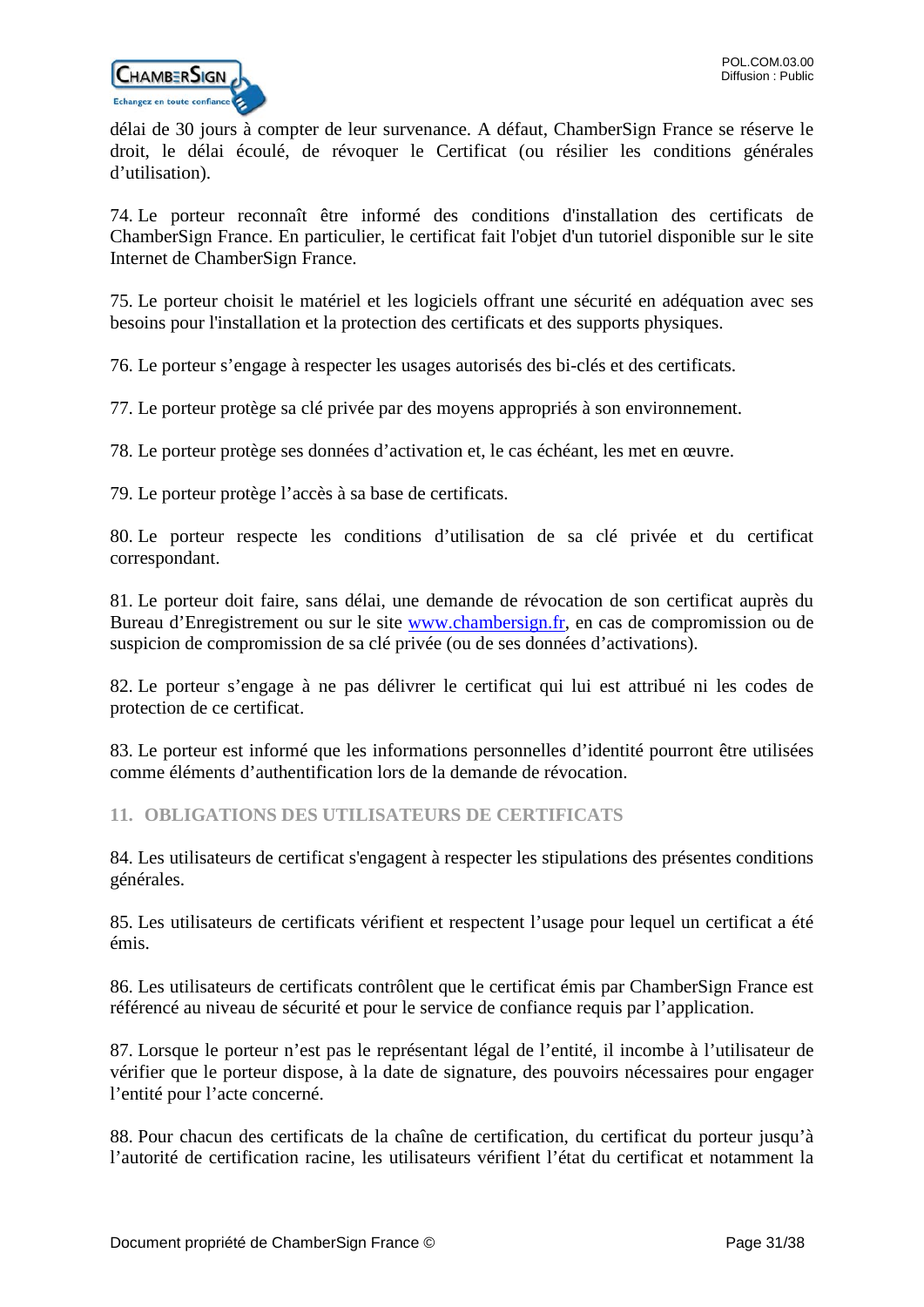délai de 30 jours à compter de leur survenance. A défaut, ChamberSign France se réserve le droit, le délai écoulé, de révoquer le Certificat (ou résilier les conditions générales d’utilisation).

74. Le porteur reconnaît être informé des conditions d'installation des certificats de ChamberSign France. En particulier, le certificat fait l'objet d'un tutoriel disponible sur le site Internet de ChamberSign France.

75. Le porteur choisit le matériel et les logiciels offrant une sécurité en adéquation avec ses besoins pour l'installation et la protection des certificats et des supports physiques.

76. Le porteur s’engage à respecter les usages autorisés des bi-clés et des certificats.

77. Le porteur protège sa clé privée par des moyens appropriés à son environnement.

78. Le porteur protège ses données d’activation et, le cas échéant, les met en œuvre.

79. Le porteur protège l’accès à sa base de certificats.

80. Le porteur respecte les conditions d’utilisation de sa clé privée et du certificat correspondant.

81. Le porteur doit faire, sans délai, une demande de révocation de son certificat auprès du Bureau d’Enregistrement ou sur le site [www.chambersign.fr](http://www.chambersign.fr), en cas de compromission ou de suspicion de compromission de sa clé privée (ou de ses données d’activations).

82. Le porteur s’engage à ne pas délivrer le certificat qui lui est attribué ni les codes de protection de ce certificat.

83. Le porteur est informé que les informations personnelles d’identité pourront être utilisées comme éléments d’authentification lors de la demande de révocation.

## 11. OBLIGATIONS DES UTILISATEURS DE CERTIFICATS

84. Les utilisateurs de certificat s'engagent à respecter les stipulations des présentes conditions générales.

85. Les utilisateurs de certificats vérifient et respectent l’usage pour lequel un certificat a été émis.

86. Les utilisateurs de certificats contrôlent que le certificat émis par ChamberSign France est référencé au niveau de sécurité et pour le service de confiance requis par l’application.

87. Lorsque le porteur n’est pas le représentant légal de l’entité, il incombe à l’utilisateur de vérifier que le porteur dispose, à la date de signature, des pouvoirs nécessaires pour engager l’entité pour l’acte concerné.

88. Pour chacun des certificats de la chaîne de certification, du certificat du porteur jusqu’à l’autorité de certification racine, les utilisateurs vérifient l’état du certificat et notamment la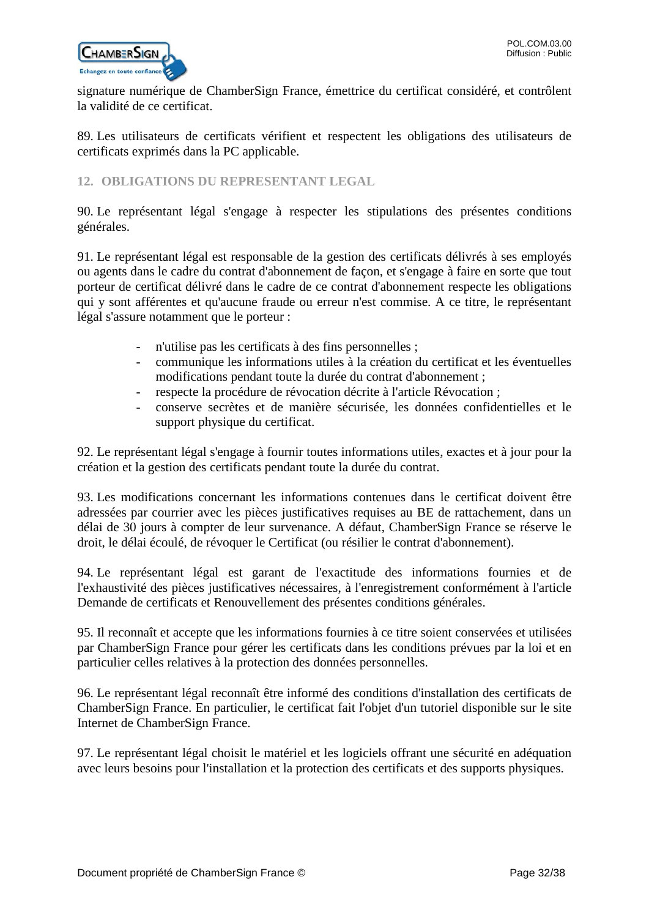signature numérique de ChamberSign France, émettrice du certificat considéré, et contrôlent la validité de ce certificat.

89. Les utilisateurs de certificats vérifient et respectent les obligations des utilisateurs de certificats exprimés dans la PC applicable.

## 12. OBLIGATIONS DU REPRESENTANT LEGAL

90. Le représentant légal s'engage à respecter les stipulations des présentes conditions générales.

91. Le représentant légal est responsable de la gestion des certificats délivrés à ses employés ou agents dans le cadre du contrat d'abonnement de façon, et s'engage à faire en sorte que tout porteur de certificat délivré dans le cadre de ce contrat d'abonnement respecte les obligations qui y sont afférentes et qu'aucune fraude ou erreur n'est commise. A ce titre, le représentant légal s'assure notamment que le porteur :

- n'utilise pas les certificats à des fins personnelles ;
- communique les informations utiles à la création du certificat et les éventuelles modifications pendant toute la durée du contrat d'abonnement ;
- respecte la procédure de révocation décrite à l'article Révocation ;
- conserve secrètes et de manière sécurisée, les données confidentielles et le support physique du certificat.

92. Le représentant légal s'engage à fournir toutes informations utiles, exactes et à jour pour la création et la gestion des certificats pendant toute la durée du contrat.

93. Les modifications concernant les informations contenues dans le certificat doivent être adressées par courrier avec les pièces justificatives requises au BE de rattachement, dans un délai de 30 jours à compter de leur survenance. A défaut, ChamberSign France se réserve le droit, le délai écoulé, de révoquer le Certificat (ou résilier le contrat d'abonnement).

94. Le représentant légal est garant de l'exactitude des informations fournies et de l'exhaustivité des pièces justificatives nécessaires, à l'enregistrement conformément à l'article Demande de certificats et Renouvellement des présentes conditions générales.

95. Il reconnaît et accepte que les informations fournies à ce titre soient conservées et utilisées par ChamberSign France pour gérer les certificats dans les conditions prévues par la loi et en particulier celles relatives à la protection des données personnelles.

96. Le représentant légal reconnaît être informé des conditions d'installation des certificats de ChamberSign France. En particulier, le certificat fait l'objet d'un tutoriel disponible sur le site Internet de ChamberSign France.

97. Le représentant légal choisit le matériel et les logiciels offrant une sécurité en adéquation avec leurs besoins pour l'installation et la protection des certificats et des supports physiques.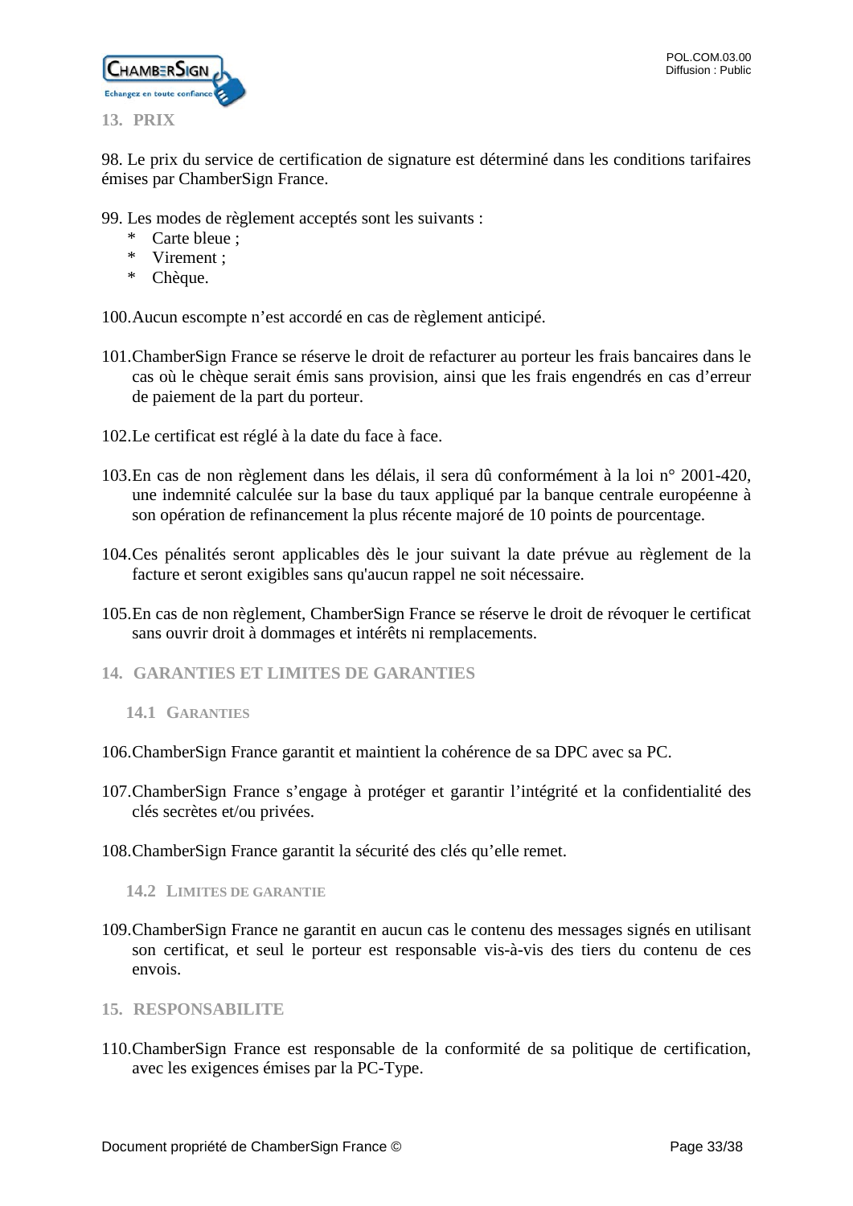## 13. PRIX

98. Le prix du service de certification de signature est déterminé dans les conditions tarifaires émises par ChamberSign France.

99. Les modes de règlement acceptés sont les suivants :
    * Carte bleue ;
    * Virement ;
    * Chèque.

100. Aucun escompte n'est accordé en cas de règlement anticipé.

101. ChamberSign France se réserve le droit de refacturer au porteur les frais bancaires dans le cas où le chèque serait émis sans provision, ainsi que les frais engendrés en cas d'erreur de paiement de la part du porteur.

102. Le certificat est réglé à la date du face à face.

103. En cas de non règlement dans les délais, il sera dû conformément à la loi n° 2001-420, une indemnité calculée sur la base du taux appliqué par la banque centrale européenne à son opération de refinancement la plus récente majoré de 10 points de pourcentage.

104. Ces pénalités seront applicables dès le jour suivant la date prévue au règlement de la facture et seront exigibles sans qu'aucun rappel ne soit nécessaire.

105. En cas de non règlement, ChamberSign France se réserve le droit de révoquer le certificat sans ouvrir droit à dommages et intérêts ni remplacements.

## 14. GARANTIES ET LIMITES DE GARANTIES

### 14.1 GARANTIES

106. ChamberSign France garantit et maintient la cohérence de sa DPC avec sa PC.

107. ChamberSign France s'engage à protéger et garantir l'intégrité et la confidentialité des clés secrètes et/ou privées.

108. ChamberSign France garantit la sécurité des clés qu'elle remet.

### 14.2 LIMITES DE GARANTIE

109. ChamberSign France ne garantit en aucun cas le contenu des messages signés en utilisant son certificat, et seul le porteur est responsable vis-à-vis des tiers du contenu de ces envois.

## 15. RESPONSABILITE

110. ChamberSign France est responsable de la conformité de sa politique de certification, avec les exigences émises par la PC-Type.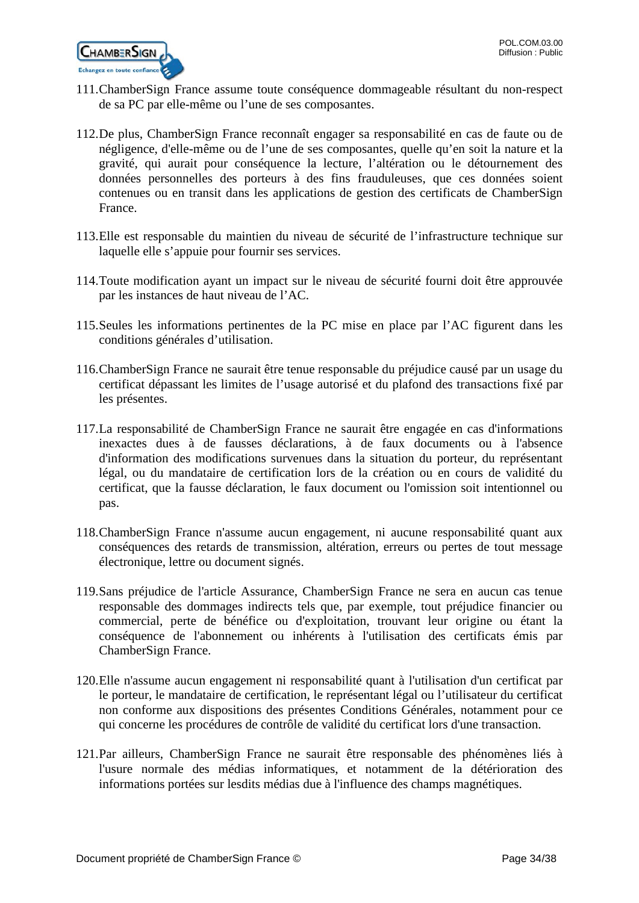111. ChamberSign France assume toute conséquence dommageable résultant du non-respect de sa PC par elle-même ou l'une de ses composantes.

112. De plus, ChamberSign France reconnaît engager sa responsabilité en cas de faute ou de négligence, d'elle-même ou de l'une de ses composantes, quelle qu'en soit la nature et la gravité, qui aurait pour conséquence la lecture, l'altération ou le détournement des données personnelles des porteurs à des fins frauduleuses, que ces données soient contenues ou en transit dans les applications de gestion des certificats de ChamberSign France.

113. Elle est responsable du maintien du niveau de sécurité de l'infrastructure technique sur laquelle elle s'appuie pour fournir ses services.

114. Toute modification ayant un impact sur le niveau de sécurité fourni doit être approuvée par les instances de haut niveau de l'AC.

115. Seules les informations pertinentes de la PC mise en place par l'AC figurent dans les conditions générales d'utilisation.

116. ChamberSign France ne saurait être tenue responsable du préjudice causé par un usage du certificat dépassant les limites de l'usage autorisé et du plafond des transactions fixé par les présentes.

117. La responsabilité de ChamberSign France ne saurait être engagée en cas d'informations inexactes dues à de fausses déclarations, à de faux documents ou à l'absence d'information des modifications survenues dans la situation du porteur, du représentant légal, ou du mandataire de certification lors de la création ou en cours de validité du certificat, que la fausse déclaration, le faux document ou l'omission soit intentionnel ou pas.

118. ChamberSign France n'assume aucun engagement, ni aucune responsabilité quant aux conséquences des retards de transmission, altération, erreurs ou pertes de tout message électronique, lettre ou document signés.

119. Sans préjudice de l'article Assurance, ChamberSign France ne sera en aucun cas tenue responsable des dommages indirects tels que, par exemple, tout préjudice financier ou commercial, perte de bénéfice ou d'exploitation, trouvant leur origine ou étant la conséquence de l'abonnement ou inhérents à l'utilisation des certificats émis par ChamberSign France.

120. Elle n'assume aucun engagement ni responsabilité quant à l'utilisation d'un certificat par le porteur, le mandataire de certification, le représentant légal ou l'utilisateur du certificat non conforme aux dispositions des présentes Conditions Générales, notamment pour ce qui concerne les procédures de contrôle de validité du certificat lors d'une transaction.

121. Par ailleurs, ChamberSign France ne saurait être responsable des phénomènes liés à l'usure normale des médias informatiques, et notamment de la détérioration des informations portées sur lesdits médias due à l'influence des champs magnétiques.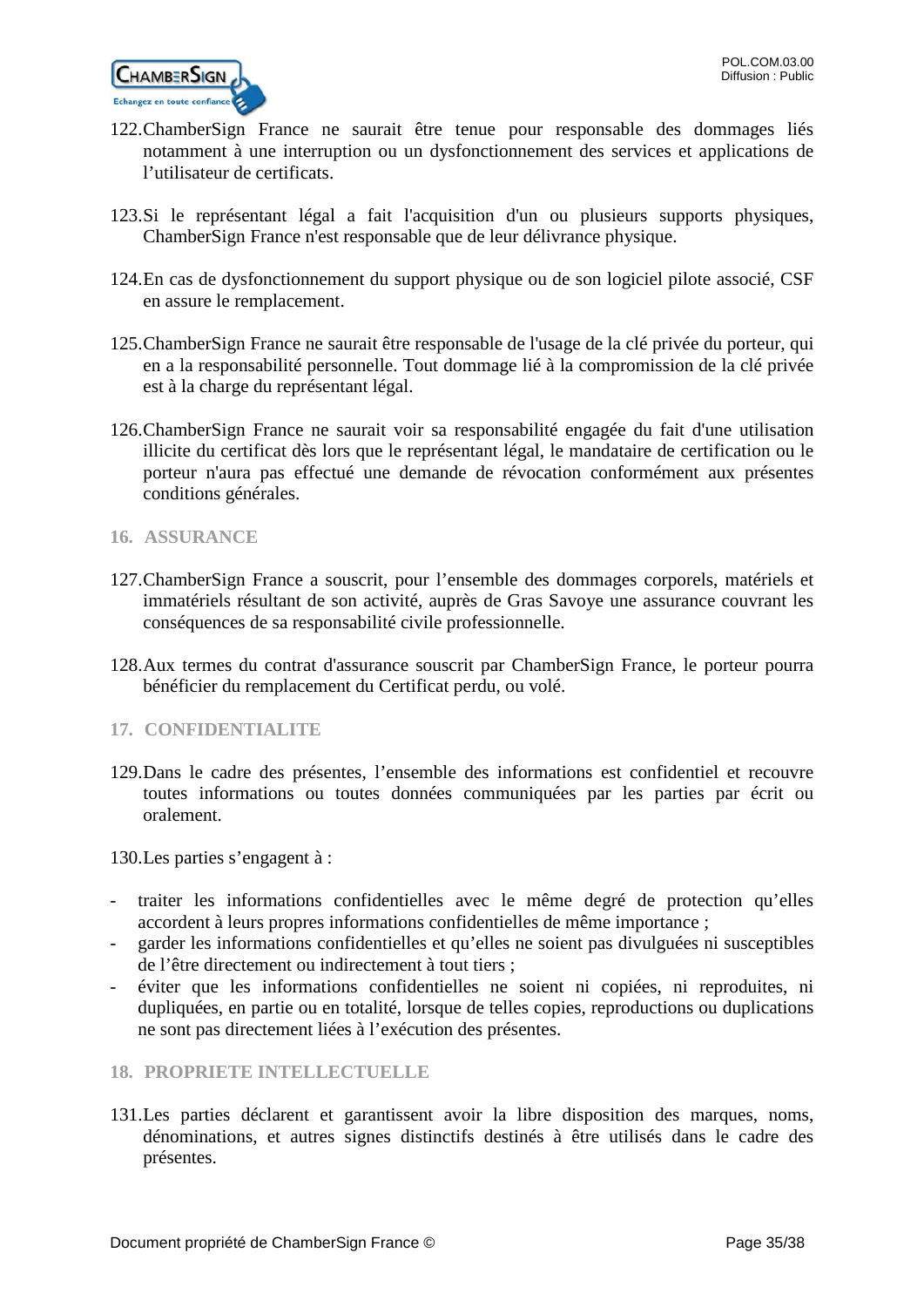122. ChamberSign France ne saurait être tenue pour responsable des dommages liés notamment à une interruption ou un dysfonctionnement des services et applications de l'utilisateur de certificats.

123. Si le représentant légal a fait l'acquisition d'un ou plusieurs supports physiques, ChamberSign France n'est responsable que de leur délivrance physique.

124. En cas de dysfonctionnement du support physique ou de son logiciel pilote associé, CSF en assure le remplacement.

125. ChamberSign France ne saurait être responsable de l'usage de la clé privée du porteur, qui en a la responsabilité personnelle. Tout dommage lié à la compromission de la clé privée est à la charge du représentant légal.

126. ChamberSign France ne saurait voir sa responsabilité engagée du fait d'une utilisation illicite du certificat dès lors que le représentant légal, le mandataire de certification ou le porteur n'aura pas effectué une demande de révocation conformément aux présentes conditions générales.

## 16. ASSURANCE

127. ChamberSign France a souscrit, pour l'ensemble des dommages corporels, matériels et immatériels résultant de son activité, auprès de Gras Savoye une assurance couvrant les conséquences de sa responsabilité civile professionnelle.

128. Aux termes du contrat d'assurance souscrit par ChamberSign France, le porteur pourra bénéficier du remplacement du Certificat perdu, ou volé.

## 17. CONFIDENTIALITE

129. Dans le cadre des présentes, l'ensemble des informations est confidentiel et recouvre toutes informations ou toutes données communiquées par les parties par écrit ou oralement.

130. Les parties s'engagent à :

- traiter les informations confidentielles avec le même degré de protection qu'elles accordent à leurs propres informations confidentielles de même importance ;
- garder les informations confidentielles et qu'elles ne soient pas divulguées ni susceptibles de l'être directement ou indirectement à tout tiers ;
- éviter que les informations confidentielles ne soient ni copiées, ni reproduites, ni dupliquées, en partie ou en totalité, lorsque de telles copies, reproductions ou duplications ne sont pas directement liées à l'exécution des présentes.

## 18. PROPRIETE INTELLECTUELLE

131. Les parties déclarent et garantissent avoir la libre disposition des marques, noms, dénominations, et autres signes distinctifs destinés à être utilisés dans le cadre des présentes.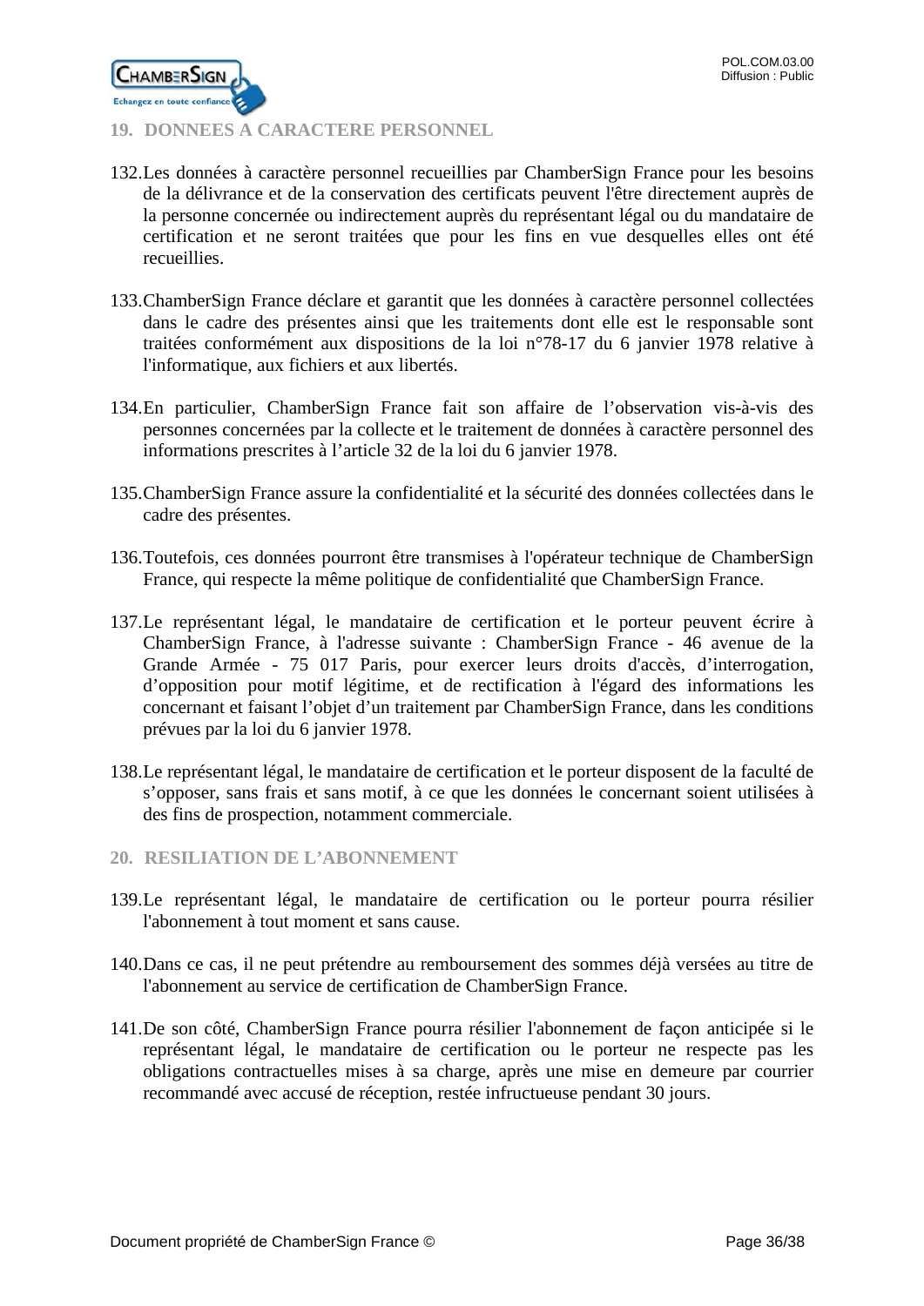## 19. DONNEES A CARACTERE PERSONNEL

132. Les données à caractère personnel recueillies par ChamberSign France pour les besoins de la délivrance et de la conservation des certificats peuvent l'être directement auprès de la personne concernée ou indirectement auprès du représentant légal ou du mandataire de certification et ne seront traitées que pour les fins en vue desquelles elles ont été recueillies.

133. ChamberSign France déclare et garantit que les données à caractère personnel collectées dans le cadre des présentes ainsi que les traitements dont elle est le responsable sont traitées conformément aux dispositions de la loi n°78-17 du 6 janvier 1978 relative à l'informatique, aux fichiers et aux libertés.

134. En particulier, ChamberSign France fait son affaire de l'observation vis-à-vis des personnes concernées par la collecte et le traitement de données à caractère personnel des informations prescrites à l'article 32 de la loi du 6 janvier 1978.

135. ChamberSign France assure la confidentialité et la sécurité des données collectées dans le cadre des présentes.

136. Toutefois, ces données pourront être transmises à l'opérateur technique de ChamberSign France, qui respecte la même politique de confidentialité que ChamberSign France.

137. Le représentant légal, le mandataire de certification et le porteur peuvent écrire à ChamberSign France, à l'adresse suivante : ChamberSign France - 46 avenue de la Grande Armée - 75 017 Paris, pour exercer leurs droits d'accès, d'interrogation, d'opposition pour motif légitime, et de rectification à l'égard des informations les concernant et faisant l'objet d'un traitement par ChamberSign France, dans les conditions prévues par la loi du 6 janvier 1978.

138. Le représentant légal, le mandataire de certification et le porteur disposent de la faculté de s'opposer, sans frais et sans motif, à ce que les données le concernant soient utilisées à des fins de prospection, notamment commerciale.

## 20. RESILIATION DE L'ABONNEMENT

139. Le représentant légal, le mandataire de certification ou le porteur pourra résilier l'abonnement à tout moment et sans cause.

140. Dans ce cas, il ne peut prétendre au remboursement des sommes déjà versées au titre de l'abonnement au service de certification de ChamberSign France.

141. De son côté, ChamberSign France pourra résilier l'abonnement de façon anticipée si le représentant légal, le mandataire de certification ou le porteur ne respecte pas les obligations contractuelles mises à sa charge, après une mise en demeure par courrier recommandé avec accusé de réception, restée infructueuse pendant 30 jours.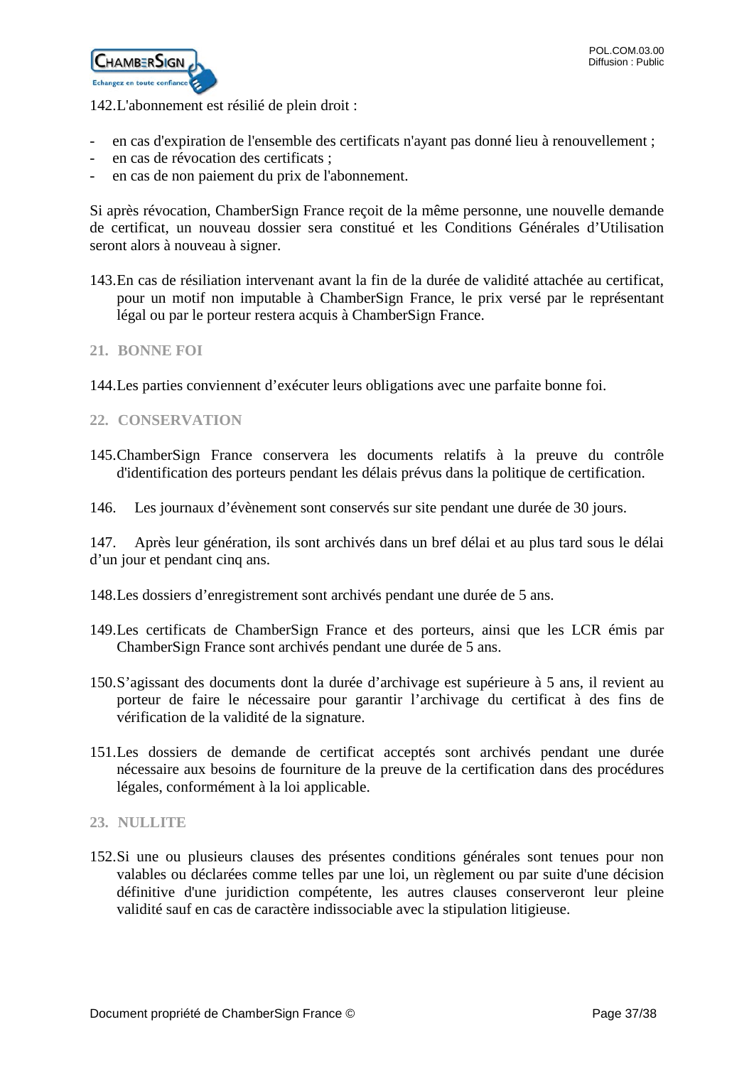142.L'abonnement est résilié de plein droit :

- en cas d'expiration de l'ensemble des certificats n'ayant pas donné lieu à renouvellement ;
- en cas de révocation des certificats ;
- en cas de non paiement du prix de l'abonnement.

Si après révocation, ChamberSign France reçoit de la même personne, une nouvelle demande de certificat, un nouveau dossier sera constitué et les Conditions Générales d'Utilisation seront alors à nouveau à signer.

143.En cas de résiliation intervenant avant la fin de la durée de validité attachée au certificat, pour un motif non imputable à ChamberSign France, le prix versé par le représentant légal ou par le porteur restera acquis à ChamberSign France.

## 21. BONNE FOI

144.Les parties conviennent d'exécuter leurs obligations avec une parfaite bonne foi.

## 22. CONSERVATION

145.ChamberSign France conservera les documents relatifs à la preuve du contrôle d'identification des porteurs pendant les délais prévus dans la politique de certification.

146. Les journaux d'évènement sont conservés sur site pendant une durée de 30 jours.

147. Après leur génération, ils sont archivés dans un bref délai et au plus tard sous le délai d'un jour et pendant cinq ans.

148.Les dossiers d'enregistrement sont archivés pendant une durée de 5 ans.

149.Les certificats de ChamberSign France et des porteurs, ainsi que les LCR émis par ChamberSign France sont archivés pendant une durée de 5 ans.

150.S'agissant des documents dont la durée d'archivage est supérieure à 5 ans, il revient au porteur de faire le nécessaire pour garantir l'archivage du certificat à des fins de vérification de la validité de la signature.

151.Les dossiers de demande de certificat acceptés sont archivés pendant une durée nécessaire aux besoins de fourniture de la preuve de la certification dans des procédures légales, conformément à la loi applicable.

## 23. NULLITE

152.Si une ou plusieurs clauses des présentes conditions générales sont tenues pour non valables ou déclarées comme telles par une loi, un règlement ou par suite d'une décision définitive d'une juridiction compétente, les autres clauses conserveront leur pleine validité sauf en cas de caractère indissociable avec la stipulation litigieuse.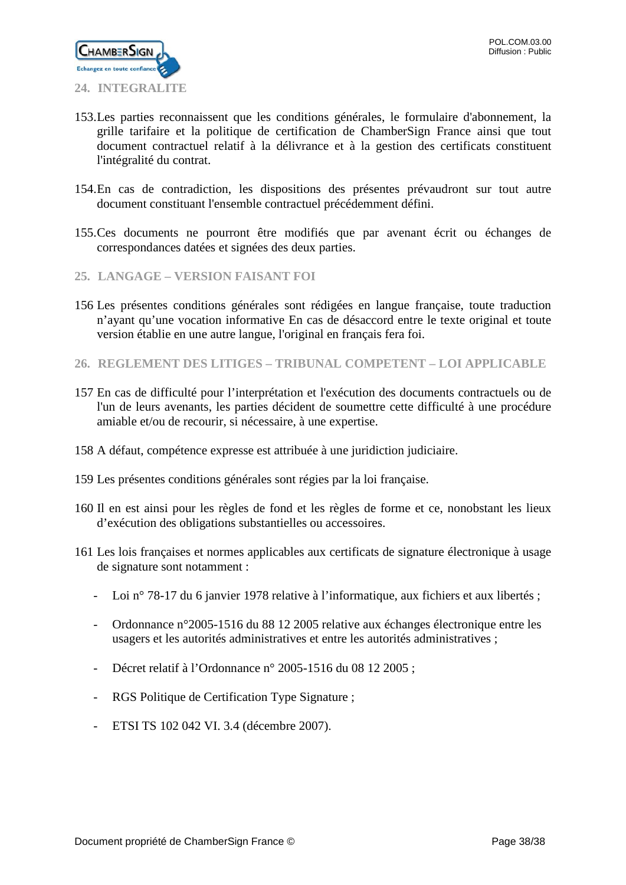## 24. INTEGRALITE

153. Les parties reconnaissent que les conditions générales, le formulaire d'abonnement, la grille tarifaire et la politique de certification de ChamberSign France ainsi que tout document contractuel relatif à la délivrance et à la gestion des certificats constituent l'intégralité du contrat.

154. En cas de contradiction, les dispositions des présentes prévaudront sur tout autre document constituant l'ensemble contractuel précédemment défini.

155. Ces documents ne pourront être modifiés que par avenant écrit ou échanges de correspondances datées et signées des deux parties.

## 25. LANGAGE – VERSION FAISANT FOI

156 Les présentes conditions générales sont rédigées en langue française, toute traduction n'ayant qu'une vocation informative En cas de désaccord entre le texte original et toute version établie en une autre langue, l'original en français fera foi.

## 26. REGLEMENT DES LITIGES – TRIBUNAL COMPETENT – LOI APPLICABLE

157 En cas de difficulté pour l'interprétation et l'exécution des documents contractuels ou de l'un de leurs avenants, les parties décident de soumettre cette difficulté à une procédure amiable et/ou de recourir, si nécessaire, à une expertise.

158 A défaut, compétence expresse est attribuée à une juridiction judiciaire.

159 Les présentes conditions générales sont régies par la loi française.

160 Il en est ainsi pour les règles de fond et les règles de forme et ce, nonobstant les lieux d'exécution des obligations substantielles ou accessoires.

161 Les lois françaises et normes applicables aux certificats de signature électronique à usage de signature sont notamment :

- Loi n° 78-17 du 6 janvier 1978 relative à l'informatique, aux fichiers et aux libertés ;
- Ordonnance n°2005-1516 du 88 12 2005 relative aux échanges électronique entre les usagers et les autorités administratives et entre les autorités administratives ;
- Décret relatif à l'Ordonnance n° 2005-1516 du 08 12 2005 ;
- RGS Politique de Certification Type Signature ;
- ETSI TS 102 042 VI. 3.4 (décembre 2007).